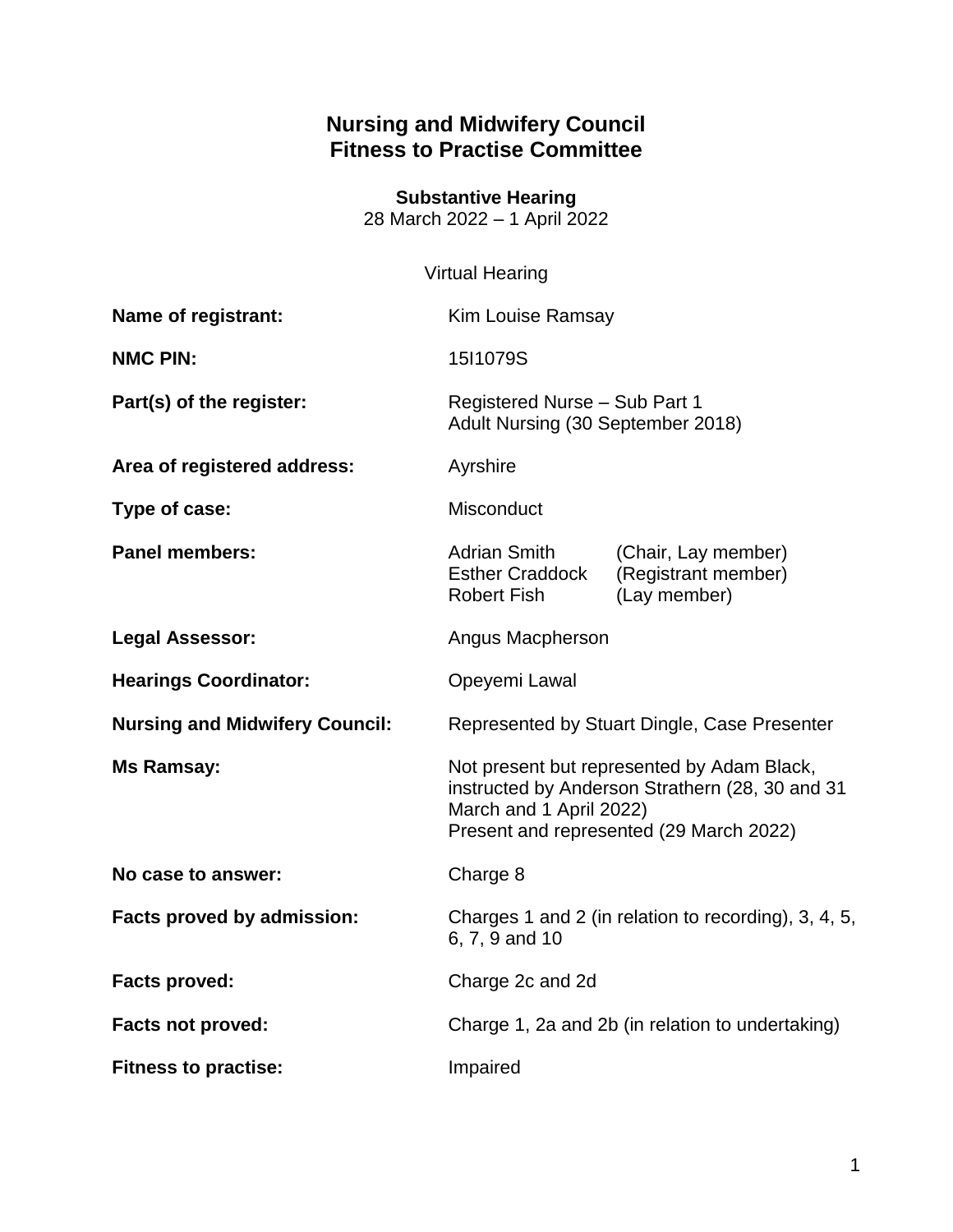# Nursing and Midwifery Council
# Fitness to Practise Committee

**Substantive Hearing**
28 March 2022 – 1 April 2022

Virtual Hearing

| | |
|---|---|
| **Name of registrant:** | Kim Louise Ramsay |
| **NMC PIN:** | 15I1079S |
| **Part(s) of the register:** | Registered Nurse – Sub Part 1<br>Adult Nursing (30 September 2018) |
| **Area of registered address:** | Ayrshire |
| **Type of case:** | Misconduct |
| **Panel members:** | Adrian Smith (Chair, Lay member)<br>Esther Craddock (Registrant member)<br>Robert Fish (Lay member) |
| **Legal Assessor:** | Angus Macpherson |
| **Hearings Coordinator:** | Opeyemi Lawal |
| **Nursing and Midwifery Council:** | Represented by Stuart Dingle, Case Presenter |
| **Ms Ramsay:** | Not present but represented by Adam Black, instructed by Anderson Strathern (28, 30 and 31 March and 1 April 2022)<br>Present and represented (29 March 2022) |
| **No case to answer:** | Charge 8 |
| **Facts proved by admission:** | Charges 1 and 2 (in relation to recording), 3, 4, 5, 6, 7, 9 and 10 |
| **Facts proved:** | Charge 2c and 2d |
| **Facts not proved:** | Charge 1, 2a and 2b (in relation to undertaking) |
| **Fitness to practise:** | Impaired |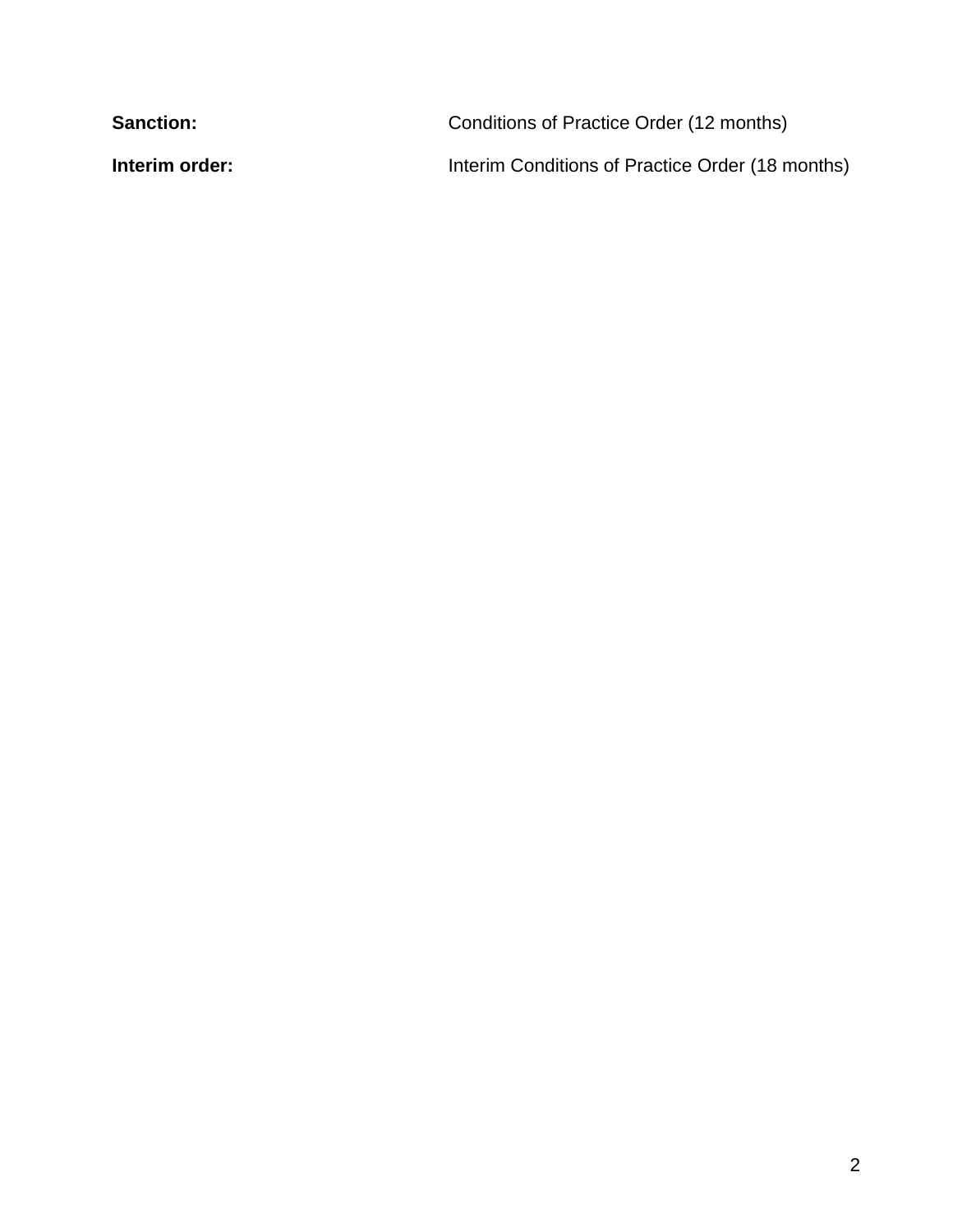**Sanction:** Conditions of Practice Order (12 months)

**Interim order:** Interim Conditions of Practice Order (18 months)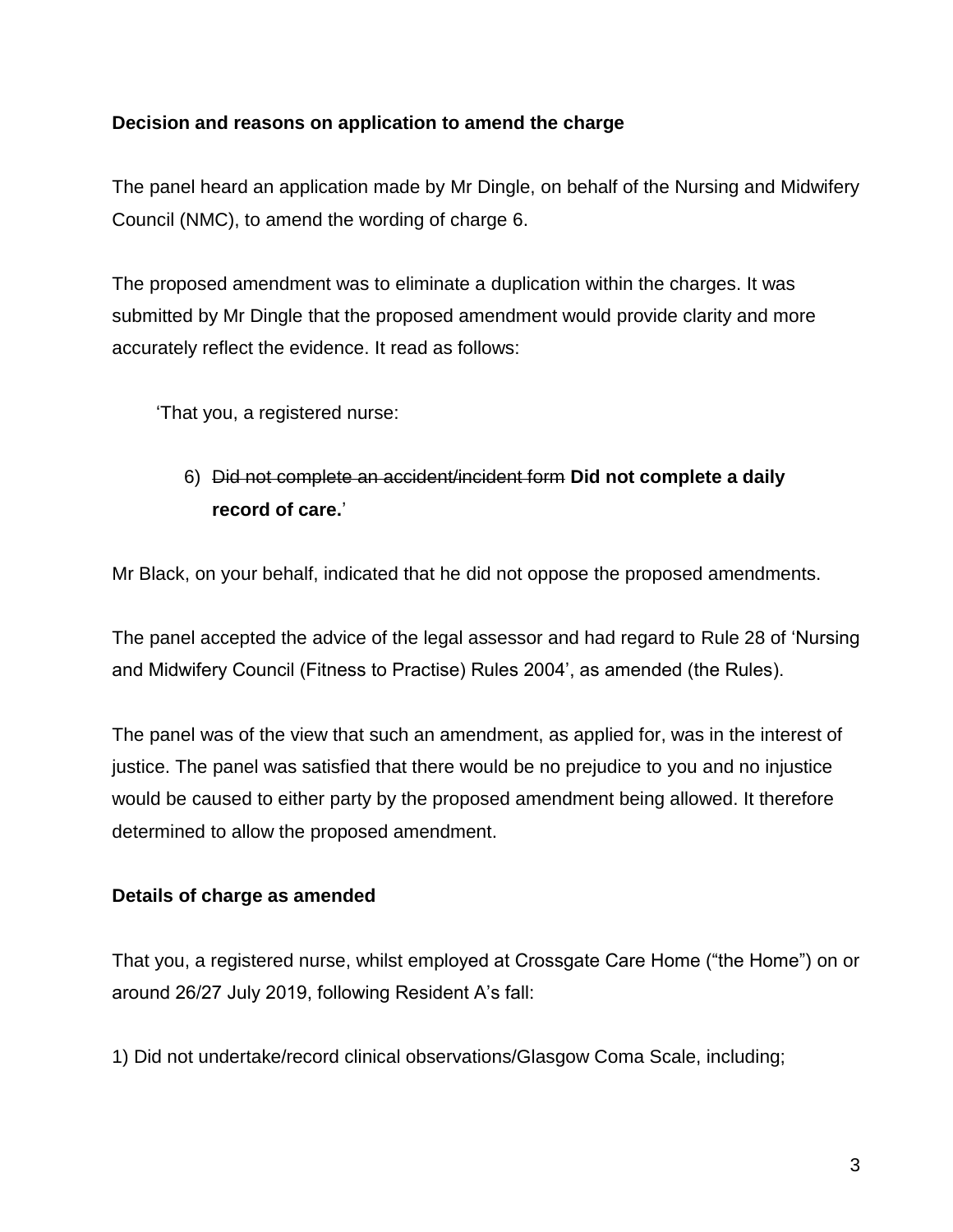**Decision and reasons on application to amend the charge**

The panel heard an application made by Mr Dingle, on behalf of the Nursing and Midwifery Council (NMC), to amend the wording of charge 6.

The proposed amendment was to eliminate a duplication within the charges. It was submitted by Mr Dingle that the proposed amendment would provide clarity and more accurately reflect the evidence. It read as follows:

> 'That you, a registered nurse:
>
> 6) ~~Did not complete an accident/incident form~~ **Did not complete a daily record of care.**'

Mr Black, on your behalf, indicated that he did not oppose the proposed amendments.

The panel accepted the advice of the legal assessor and had regard to Rule 28 of 'Nursing and Midwifery Council (Fitness to Practise) Rules 2004', as amended (the Rules).

The panel was of the view that such an amendment, as applied for, was in the interest of justice. The panel was satisfied that there would be no prejudice to you and no injustice would be caused to either party by the proposed amendment being allowed. It therefore determined to allow the proposed amendment.

**Details of charge as amended**

That you, a registered nurse, whilst employed at Crossgate Care Home ("the Home") on or around 26/27 July 2019, following Resident A's fall:

1) Did not undertake/record clinical observations/Glasgow Coma Scale, including;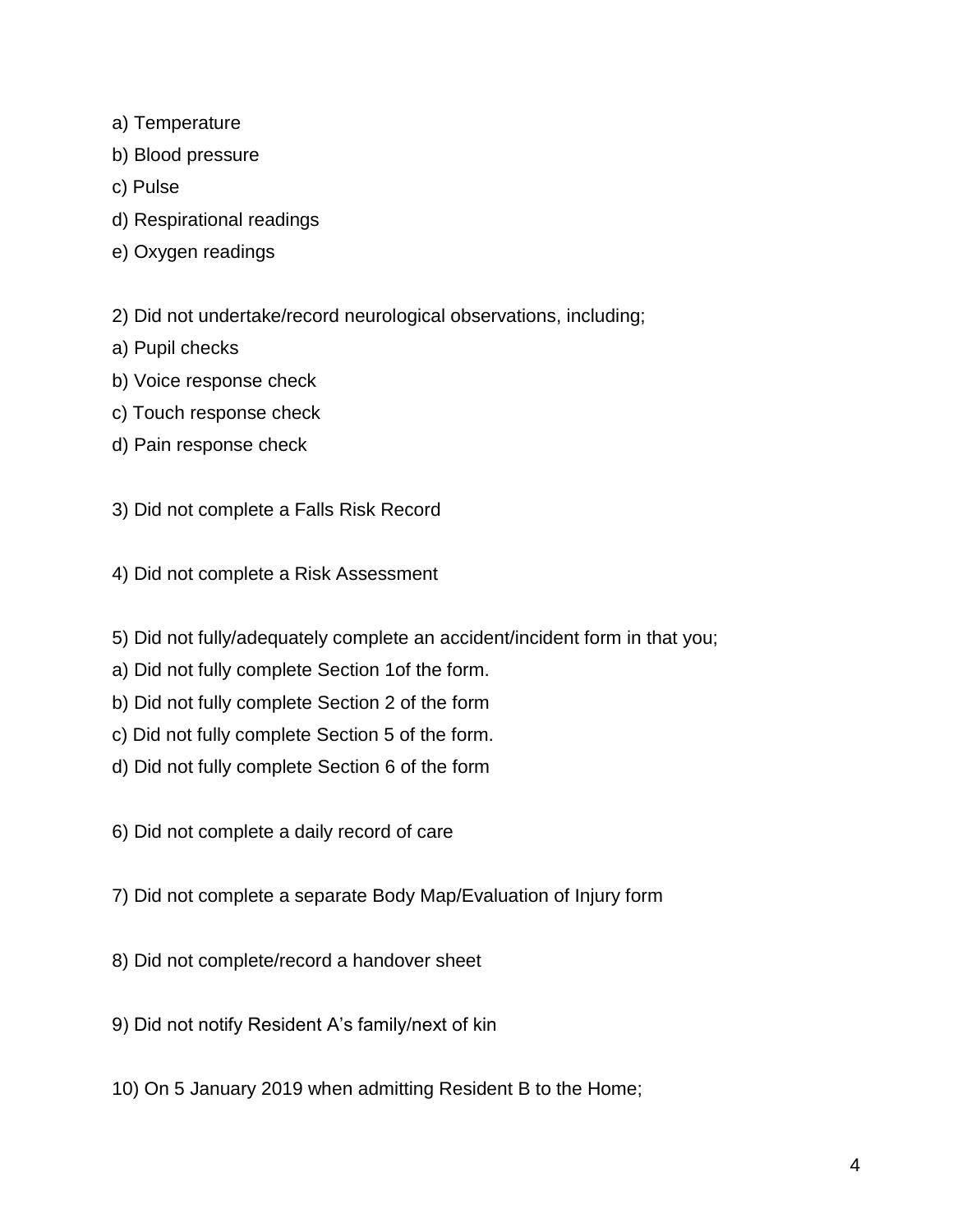a) Temperature

b) Blood pressure

c) Pulse

d) Respirational readings

e) Oxygen readings

2) Did not undertake/record neurological observations, including;

a) Pupil checks

b) Voice response check

c) Touch response check

d) Pain response check

3) Did not complete a Falls Risk Record

4) Did not complete a Risk Assessment

5) Did not fully/adequately complete an accident/incident form in that you;

a) Did not fully complete Section 1of the form.

b) Did not fully complete Section 2 of the form

c) Did not fully complete Section 5 of the form.

d) Did not fully complete Section 6 of the form

6) Did not complete a daily record of care

7) Did not complete a separate Body Map/Evaluation of Injury form

8) Did not complete/record a handover sheet

9) Did not notify Resident A's family/next of kin

10) On 5 January 2019 when admitting Resident B to the Home;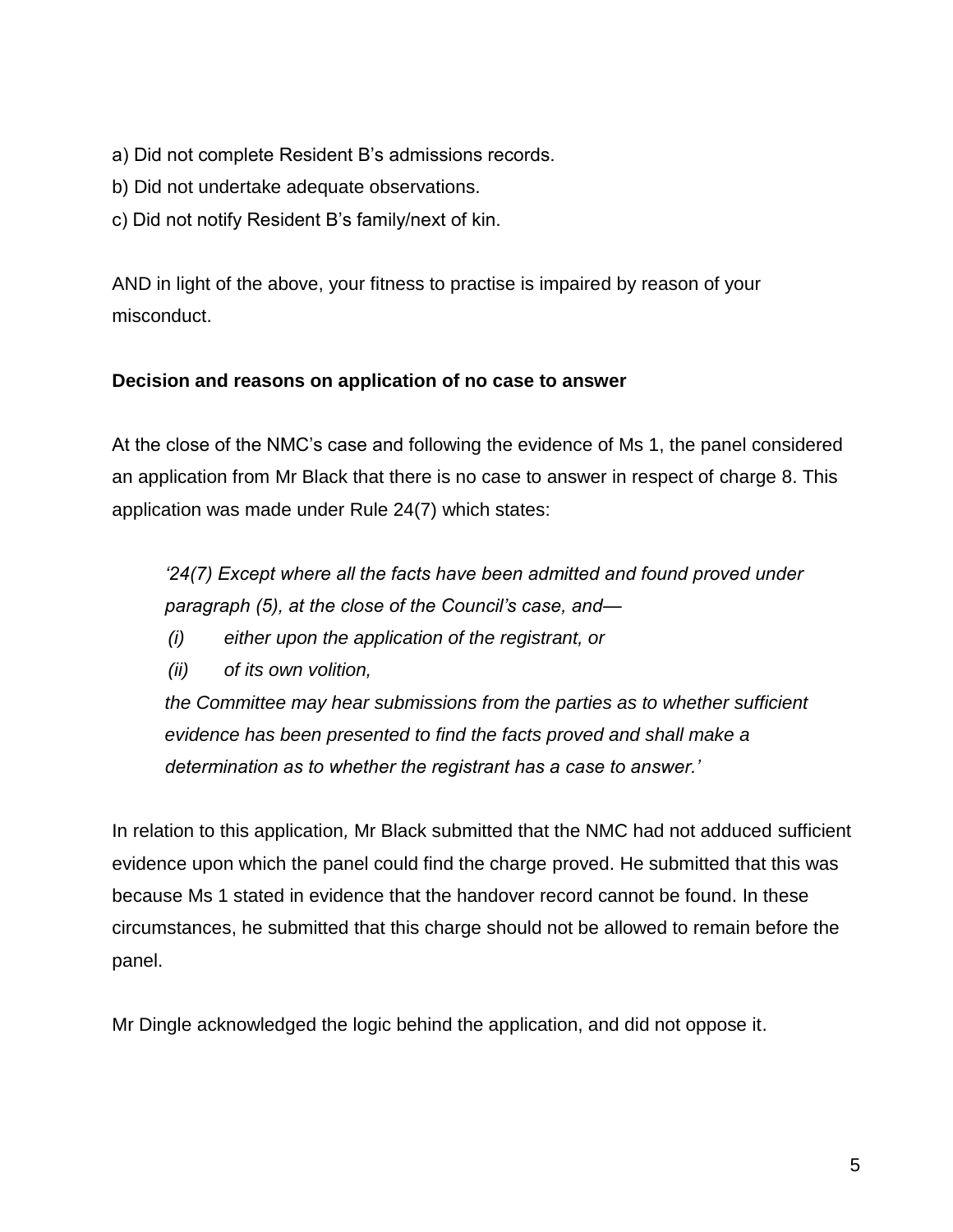a) Did not complete Resident B's admissions records.

b) Did not undertake adequate observations.

c) Did not notify Resident B's family/next of kin.

AND in light of the above, your fitness to practise is impaired by reason of your misconduct.

**Decision and reasons on application of no case to answer**

At the close of the NMC's case and following the evidence of Ms 1, the panel considered an application from Mr Black that there is no case to answer in respect of charge 8. This application was made under Rule 24(7) which states:

> *'24(7) Except where all the facts have been admitted and found proved under paragraph (5), at the close of the Council's case, and—*
>
> *(i) either upon the application of the registrant, or*
>
> *(ii) of its own volition,*
>
> *the Committee may hear submissions from the parties as to whether sufficient evidence has been presented to find the facts proved and shall make a determination as to whether the registrant has a case to answer.'*

In relation to this application, Mr Black submitted that the NMC had not adduced sufficient evidence upon which the panel could find the charge proved. He submitted that this was because Ms 1 stated in evidence that the handover record cannot be found. In these circumstances, he submitted that this charge should not be allowed to remain before the panel.

Mr Dingle acknowledged the logic behind the application, and did not oppose it.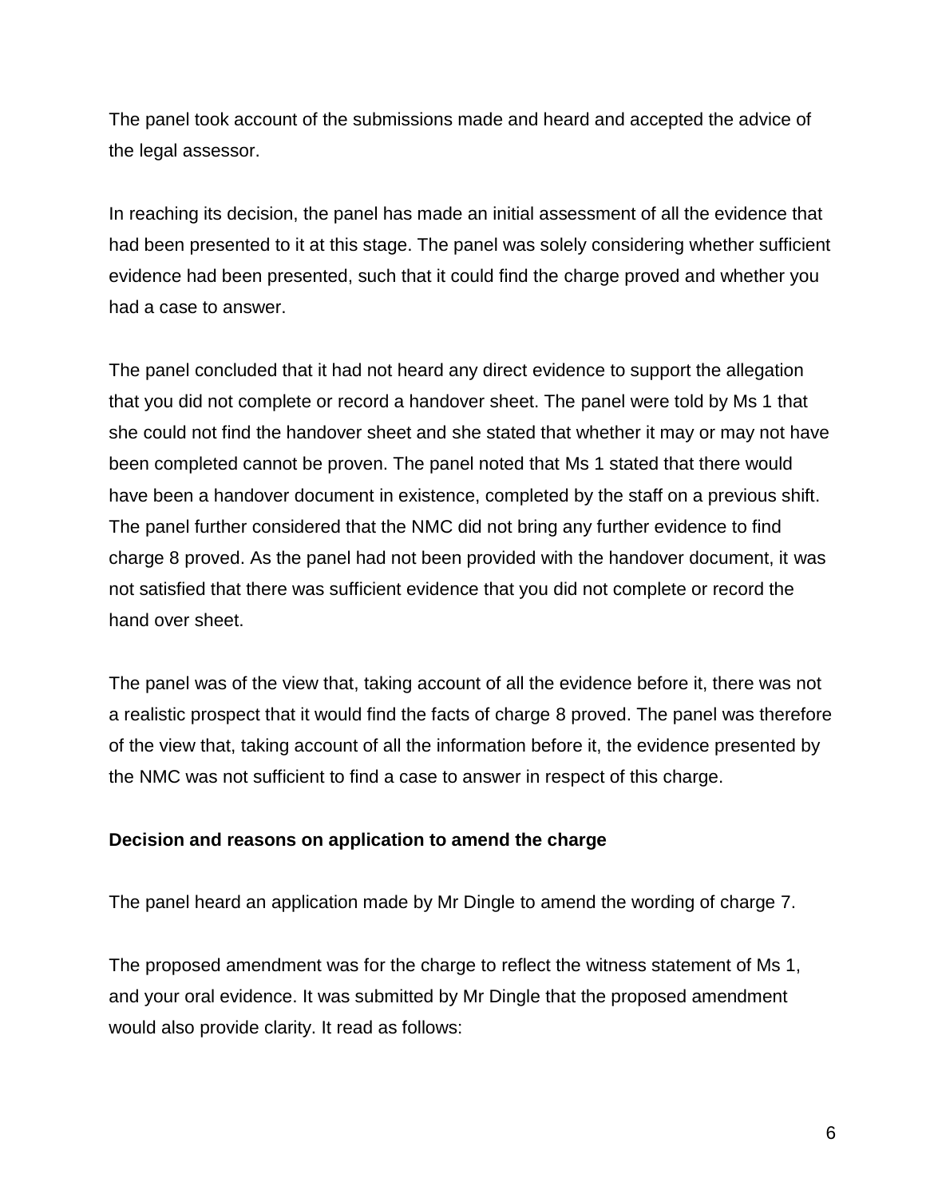The panel took account of the submissions made and heard and accepted the advice of the legal assessor.

In reaching its decision, the panel has made an initial assessment of all the evidence that had been presented to it at this stage. The panel was solely considering whether sufficient evidence had been presented, such that it could find the charge proved and whether you had a case to answer.

The panel concluded that it had not heard any direct evidence to support the allegation that you did not complete or record a handover sheet. The panel were told by Ms 1 that she could not find the handover sheet and she stated that whether it may or may not have been completed cannot be proven. The panel noted that Ms 1 stated that there would have been a handover document in existence, completed by the staff on a previous shift. The panel further considered that the NMC did not bring any further evidence to find charge 8 proved. As the panel had not been provided with the handover document, it was not satisfied that there was sufficient evidence that you did not complete or record the hand over sheet.

The panel was of the view that, taking account of all the evidence before it, there was not a realistic prospect that it would find the facts of charge 8 proved. The panel was therefore of the view that, taking account of all the information before it, the evidence presented by the NMC was not sufficient to find a case to answer in respect of this charge.

**Decision and reasons on application to amend the charge**

The panel heard an application made by Mr Dingle to amend the wording of charge 7.

The proposed amendment was for the charge to reflect the witness statement of Ms 1, and your oral evidence. It was submitted by Mr Dingle that the proposed amendment would also provide clarity. It read as follows: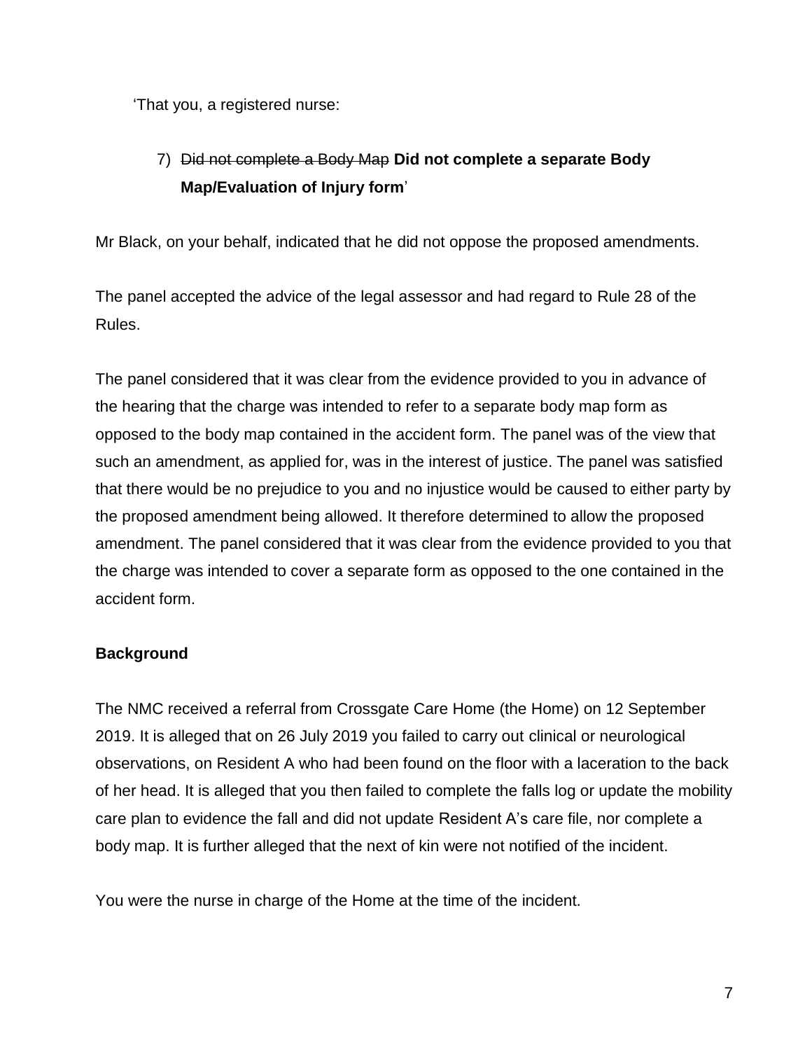'That you, a registered nurse:

> 7) ~~Did not complete a Body Map~~ **Did not complete a separate Body Map/Evaluation of Injury form**'

Mr Black, on your behalf, indicated that he did not oppose the proposed amendments.

The panel accepted the advice of the legal assessor and had regard to Rule 28 of the Rules.

The panel considered that it was clear from the evidence provided to you in advance of the hearing that the charge was intended to refer to a separate body map form as opposed to the body map contained in the accident form. The panel was of the view that such an amendment, as applied for, was in the interest of justice. The panel was satisfied that there would be no prejudice to you and no injustice would be caused to either party by the proposed amendment being allowed. It therefore determined to allow the proposed amendment. The panel considered that it was clear from the evidence provided to you that the charge was intended to cover a separate form as opposed to the one contained in the accident form.

**Background**

The NMC received a referral from Crossgate Care Home (the Home) on 12 September 2019. It is alleged that on 26 July 2019 you failed to carry out clinical or neurological observations, on Resident A who had been found on the floor with a laceration to the back of her head. It is alleged that you then failed to complete the falls log or update the mobility care plan to evidence the fall and did not update Resident A's care file, nor complete a body map. It is further alleged that the next of kin were not notified of the incident.

You were the nurse in charge of the Home at the time of the incident.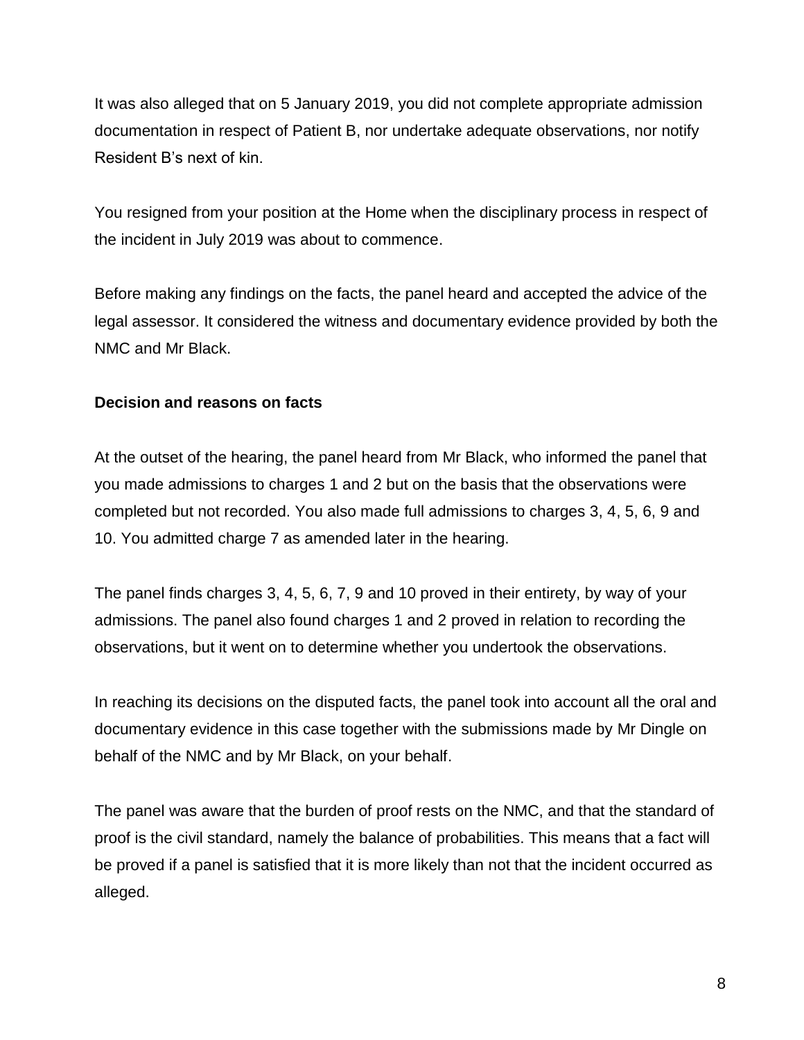It was also alleged that on 5 January 2019, you did not complete appropriate admission documentation in respect of Patient B, nor undertake adequate observations, nor notify Resident B's next of kin.

You resigned from your position at the Home when the disciplinary process in respect of the incident in July 2019 was about to commence.

Before making any findings on the facts, the panel heard and accepted the advice of the legal assessor. It considered the witness and documentary evidence provided by both the NMC and Mr Black.

**Decision and reasons on facts**

At the outset of the hearing, the panel heard from Mr Black, who informed the panel that you made admissions to charges 1 and 2 but on the basis that the observations were completed but not recorded. You also made full admissions to charges 3, 4, 5, 6, 9 and 10. You admitted charge 7 as amended later in the hearing.

The panel finds charges 3, 4, 5, 6, 7, 9 and 10 proved in their entirety, by way of your admissions. The panel also found charges 1 and 2 proved in relation to recording the observations, but it went on to determine whether you undertook the observations.

In reaching its decisions on the disputed facts, the panel took into account all the oral and documentary evidence in this case together with the submissions made by Mr Dingle on behalf of the NMC and by Mr Black, on your behalf.

The panel was aware that the burden of proof rests on the NMC, and that the standard of proof is the civil standard, namely the balance of probabilities. This means that a fact will be proved if a panel is satisfied that it is more likely than not that the incident occurred as alleged.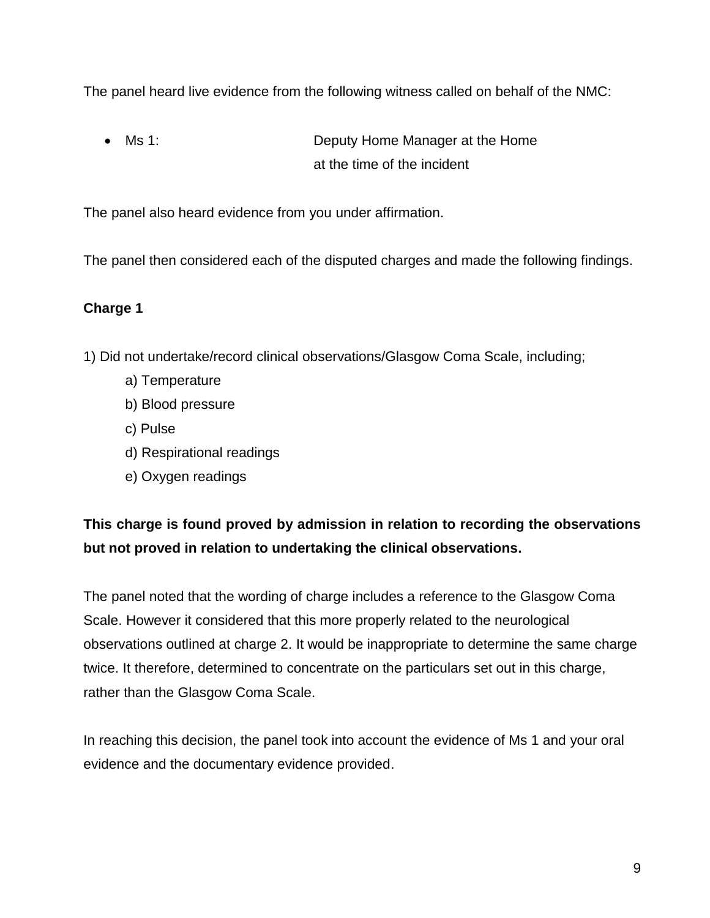The panel heard live evidence from the following witness called on behalf of the NMC:

- Ms 1: Deputy Home Manager at the Home at the time of the incident

The panel also heard evidence from you under affirmation.

The panel then considered each of the disputed charges and made the following findings.

**Charge 1**

1) Did not undertake/record clinical observations/Glasgow Coma Scale, including;

   a) Temperature

   b) Blood pressure

   c) Pulse

   d) Respirational readings

   e) Oxygen readings

**This charge is found proved by admission in relation to recording the observations but not proved in relation to undertaking the clinical observations.**

The panel noted that the wording of charge includes a reference to the Glasgow Coma Scale. However it considered that this more properly related to the neurological observations outlined at charge 2. It would be inappropriate to determine the same charge twice. It therefore, determined to concentrate on the particulars set out in this charge, rather than the Glasgow Coma Scale.

In reaching this decision, the panel took into account the evidence of Ms 1 and your oral evidence and the documentary evidence provided.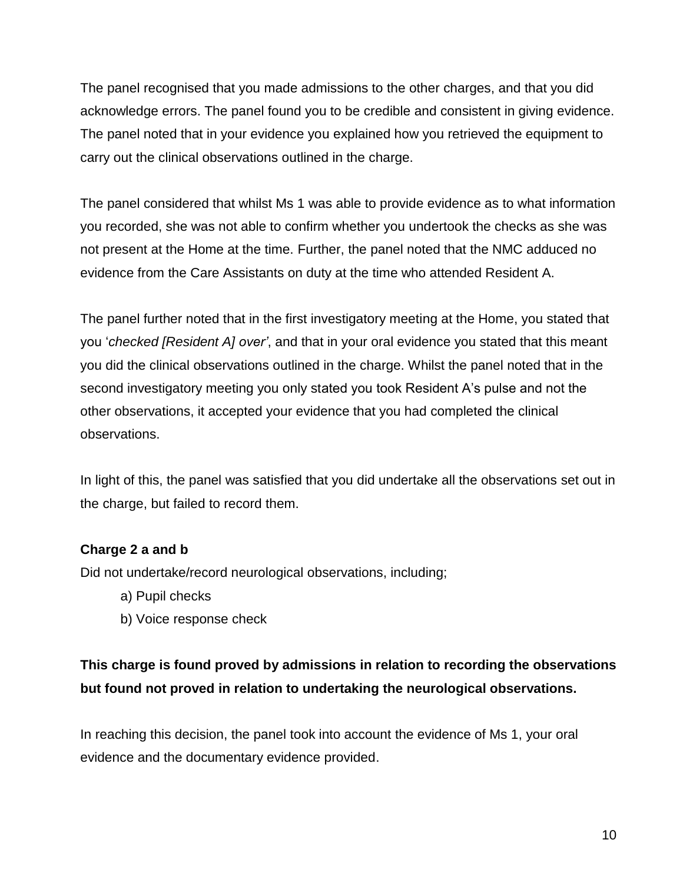The panel recognised that you made admissions to the other charges, and that you did acknowledge errors. The panel found you to be credible and consistent in giving evidence. The panel noted that in your evidence you explained how you retrieved the equipment to carry out the clinical observations outlined in the charge.

The panel considered that whilst Ms 1 was able to provide evidence as to what information you recorded, she was not able to confirm whether you undertook the checks as she was not present at the Home at the time. Further, the panel noted that the NMC adduced no evidence from the Care Assistants on duty at the time who attended Resident A.

The panel further noted that in the first investigatory meeting at the Home, you stated that you '*checked [Resident A] over'*, and that in your oral evidence you stated that this meant you did the clinical observations outlined in the charge. Whilst the panel noted that in the second investigatory meeting you only stated you took Resident A's pulse and not the other observations, it accepted your evidence that you had completed the clinical observations.

In light of this, the panel was satisfied that you did undertake all the observations set out in the charge, but failed to record them.

**Charge 2 a and b**

Did not undertake/record neurological observations, including;

a) Pupil checks

b) Voice response check

**This charge is found proved by admissions in relation to recording the observations but found not proved in relation to undertaking the neurological observations.**

In reaching this decision, the panel took into account the evidence of Ms 1, your oral evidence and the documentary evidence provided.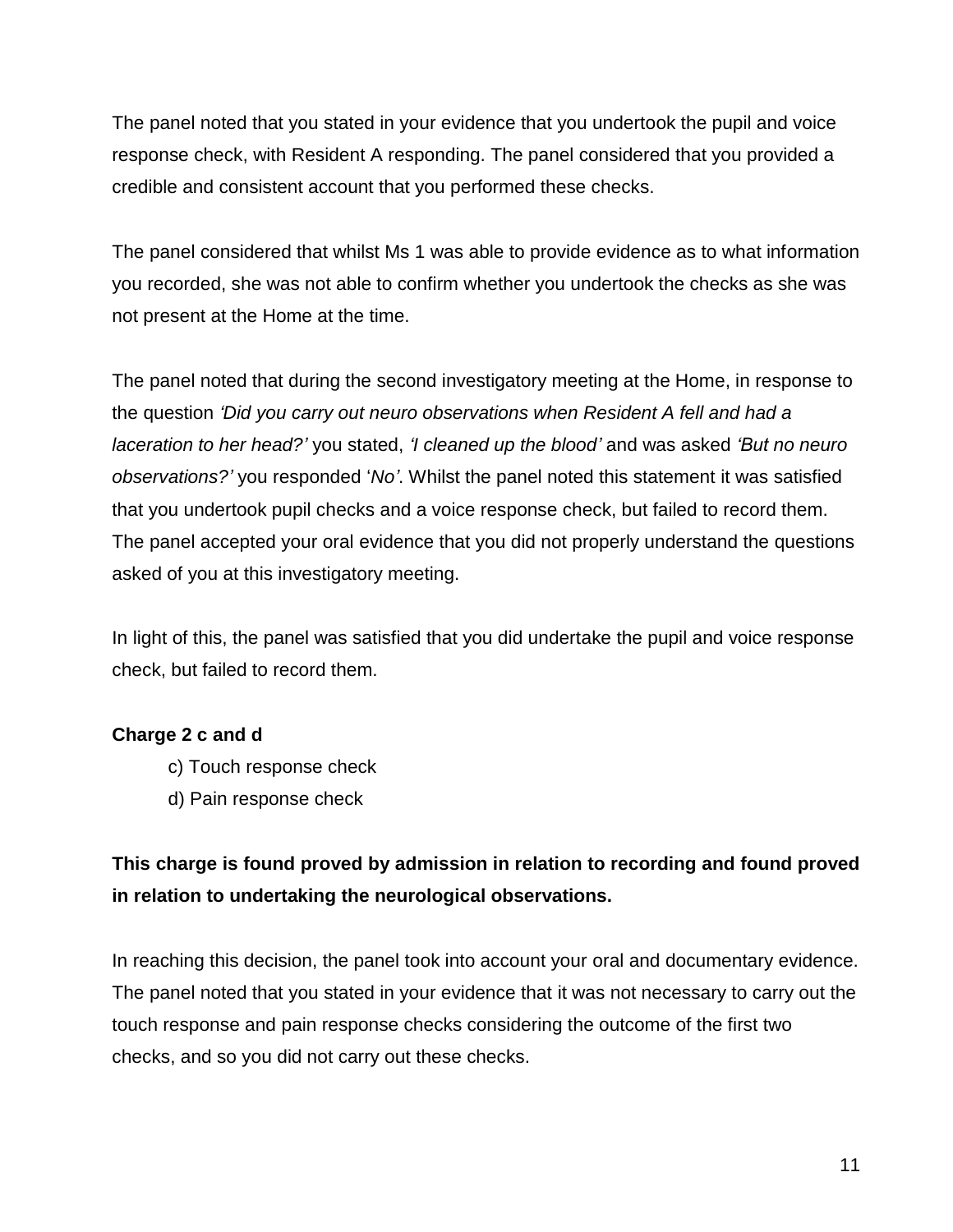The panel noted that you stated in your evidence that you undertook the pupil and voice response check, with Resident A responding. The panel considered that you provided a credible and consistent account that you performed these checks.

The panel considered that whilst Ms 1 was able to provide evidence as to what information you recorded, she was not able to confirm whether you undertook the checks as she was not present at the Home at the time.

The panel noted that during the second investigatory meeting at the Home, in response to the question *'Did you carry out neuro observations when Resident A fell and had a laceration to her head?'* you stated, *'I cleaned up the blood'* and was asked *'But no neuro observations?'* you responded '*No'*. Whilst the panel noted this statement it was satisfied that you undertook pupil checks and a voice response check, but failed to record them. The panel accepted your oral evidence that you did not properly understand the questions asked of you at this investigatory meeting.

In light of this, the panel was satisfied that you did undertake the pupil and voice response check, but failed to record them.

**Charge 2 c and d**

c) Touch response check
d) Pain response check

**This charge is found proved by admission in relation to recording and found proved in relation to undertaking the neurological observations.**

In reaching this decision, the panel took into account your oral and documentary evidence. The panel noted that you stated in your evidence that it was not necessary to carry out the touch response and pain response checks considering the outcome of the first two checks, and so you did not carry out these checks.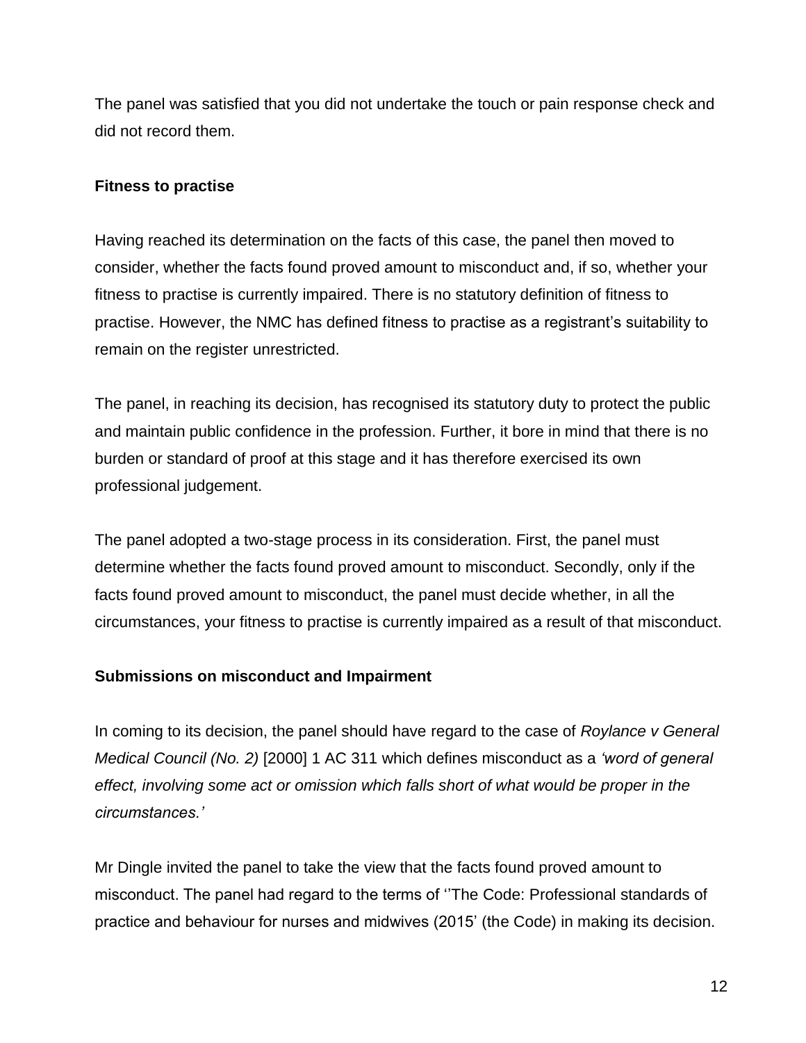The panel was satisfied that you did not undertake the touch or pain response check and did not record them.

**Fitness to practise**

Having reached its determination on the facts of this case, the panel then moved to consider, whether the facts found proved amount to misconduct and, if so, whether your fitness to practise is currently impaired. There is no statutory definition of fitness to practise. However, the NMC has defined fitness to practise as a registrant's suitability to remain on the register unrestricted.

The panel, in reaching its decision, has recognised its statutory duty to protect the public and maintain public confidence in the profession. Further, it bore in mind that there is no burden or standard of proof at this stage and it has therefore exercised its own professional judgement.

The panel adopted a two-stage process in its consideration. First, the panel must determine whether the facts found proved amount to misconduct. Secondly, only if the facts found proved amount to misconduct, the panel must decide whether, in all the circumstances, your fitness to practise is currently impaired as a result of that misconduct.

**Submissions on misconduct and Impairment**

In coming to its decision, the panel should have regard to the case of *Roylance v General Medical Council (No. 2)* [2000] 1 AC 311 which defines misconduct as a *'word of general effect, involving some act or omission which falls short of what would be proper in the circumstances.'*

Mr Dingle invited the panel to take the view that the facts found proved amount to misconduct. The panel had regard to the terms of ''The Code: Professional standards of practice and behaviour for nurses and midwives (2015' (the Code) in making its decision.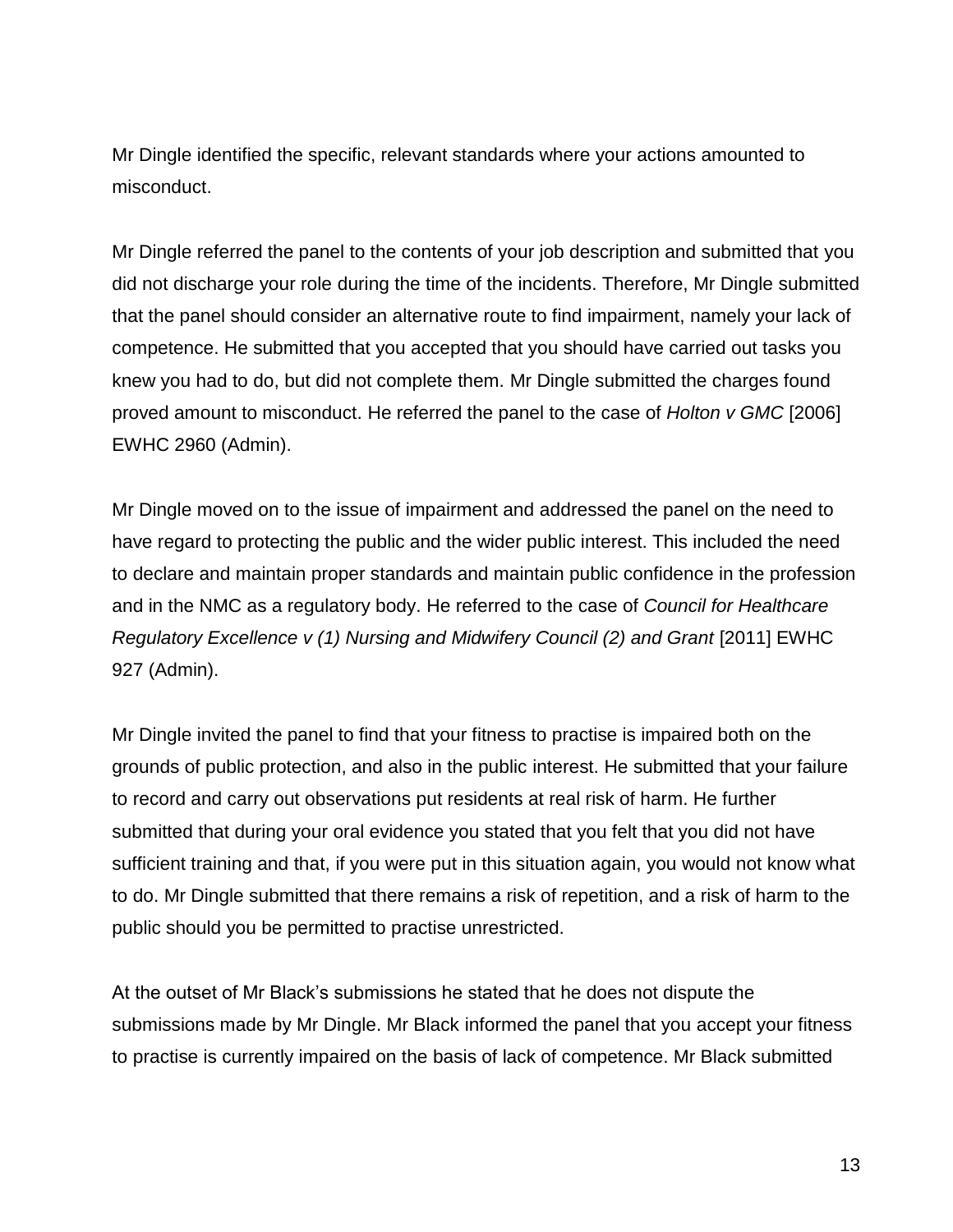Mr Dingle identified the specific, relevant standards where your actions amounted to misconduct.

Mr Dingle referred the panel to the contents of your job description and submitted that you did not discharge your role during the time of the incidents. Therefore, Mr Dingle submitted that the panel should consider an alternative route to find impairment, namely your lack of competence. He submitted that you accepted that you should have carried out tasks you knew you had to do, but did not complete them. Mr Dingle submitted the charges found proved amount to misconduct. He referred the panel to the case of *Holton v GMC* [2006] EWHC 2960 (Admin).

Mr Dingle moved on to the issue of impairment and addressed the panel on the need to have regard to protecting the public and the wider public interest. This included the need to declare and maintain proper standards and maintain public confidence in the profession and in the NMC as a regulatory body. He referred to the case of *Council for Healthcare Regulatory Excellence v (1) Nursing and Midwifery Council (2) and Grant* [2011] EWHC 927 (Admin).

Mr Dingle invited the panel to find that your fitness to practise is impaired both on the grounds of public protection, and also in the public interest. He submitted that your failure to record and carry out observations put residents at real risk of harm. He further submitted that during your oral evidence you stated that you felt that you did not have sufficient training and that, if you were put in this situation again, you would not know what to do. Mr Dingle submitted that there remains a risk of repetition, and a risk of harm to the public should you be permitted to practise unrestricted.

At the outset of Mr Black's submissions he stated that he does not dispute the submissions made by Mr Dingle. Mr Black informed the panel that you accept your fitness to practise is currently impaired on the basis of lack of competence. Mr Black submitted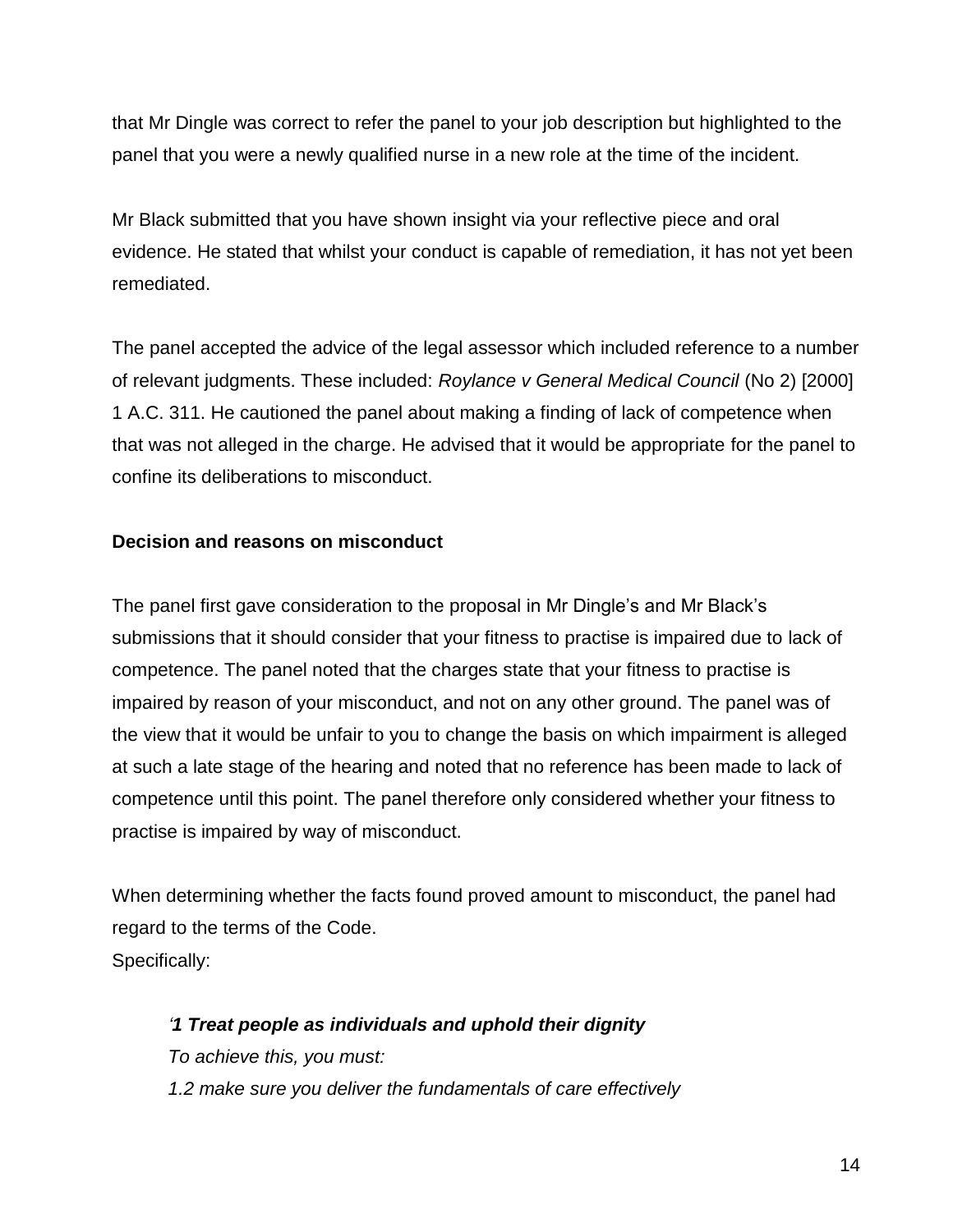that Mr Dingle was correct to refer the panel to your job description but highlighted to the panel that you were a newly qualified nurse in a new role at the time of the incident.

Mr Black submitted that you have shown insight via your reflective piece and oral evidence. He stated that whilst your conduct is capable of remediation, it has not yet been remediated.

The panel accepted the advice of the legal assessor which included reference to a number of relevant judgments. These included: *Roylance v General Medical Council* (No 2) [2000] 1 A.C. 311. He cautioned the panel about making a finding of lack of competence when that was not alleged in the charge. He advised that it would be appropriate for the panel to confine its deliberations to misconduct.

**Decision and reasons on misconduct**

The panel first gave consideration to the proposal in Mr Dingle's and Mr Black's submissions that it should consider that your fitness to practise is impaired due to lack of competence. The panel noted that the charges state that your fitness to practise is impaired by reason of your misconduct, and not on any other ground. The panel was of the view that it would be unfair to you to change the basis on which impairment is alleged at such a late stage of the hearing and noted that no reference has been made to lack of competence until this point. The panel therefore only considered whether your fitness to practise is impaired by way of misconduct.

When determining whether the facts found proved amount to misconduct, the panel had regard to the terms of the Code.
Specifically:

> *'**1 Treat people as individuals and uphold their dignity***
> *To achieve this, you must:*
> *1.2 make sure you deliver the fundamentals of care effectively*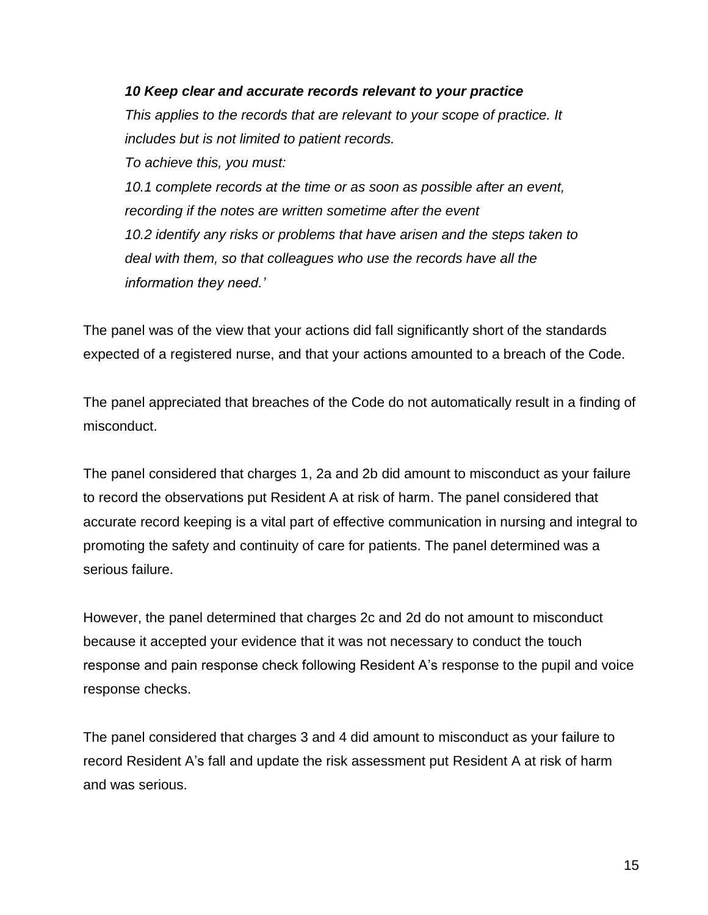***10 Keep clear and accurate records relevant to your practice***

*This applies to the records that are relevant to your scope of practice. It includes but is not limited to patient records.*

*To achieve this, you must:*

*10.1 complete records at the time or as soon as possible after an event, recording if the notes are written sometime after the event*

*10.2 identify any risks or problems that have arisen and the steps taken to deal with them, so that colleagues who use the records have all the information they need.'*

The panel was of the view that your actions did fall significantly short of the standards expected of a registered nurse, and that your actions amounted to a breach of the Code.

The panel appreciated that breaches of the Code do not automatically result in a finding of misconduct.

The panel considered that charges 1, 2a and 2b did amount to misconduct as your failure to record the observations put Resident A at risk of harm. The panel considered that accurate record keeping is a vital part of effective communication in nursing and integral to promoting the safety and continuity of care for patients. The panel determined was a serious failure.

However, the panel determined that charges 2c and 2d do not amount to misconduct because it accepted your evidence that it was not necessary to conduct the touch response and pain response check following Resident A's response to the pupil and voice response checks.

The panel considered that charges 3 and 4 did amount to misconduct as your failure to record Resident A's fall and update the risk assessment put Resident A at risk of harm and was serious.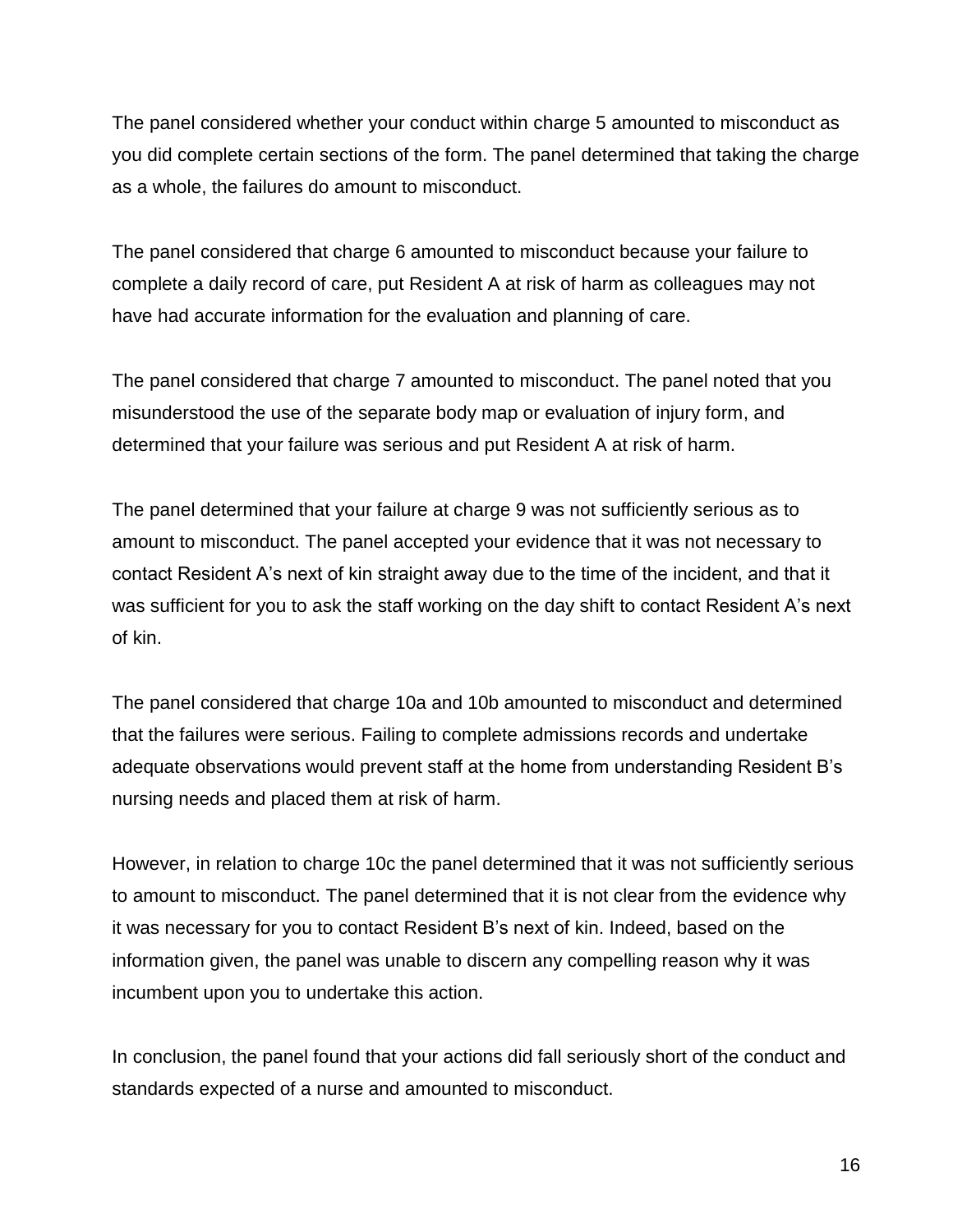The panel considered whether your conduct within charge 5 amounted to misconduct as you did complete certain sections of the form. The panel determined that taking the charge as a whole, the failures do amount to misconduct.

The panel considered that charge 6 amounted to misconduct because your failure to complete a daily record of care, put Resident A at risk of harm as colleagues may not have had accurate information for the evaluation and planning of care.

The panel considered that charge 7 amounted to misconduct. The panel noted that you misunderstood the use of the separate body map or evaluation of injury form, and determined that your failure was serious and put Resident A at risk of harm.

The panel determined that your failure at charge 9 was not sufficiently serious as to amount to misconduct. The panel accepted your evidence that it was not necessary to contact Resident A's next of kin straight away due to the time of the incident, and that it was sufficient for you to ask the staff working on the day shift to contact Resident A's next of kin.

The panel considered that charge 10a and 10b amounted to misconduct and determined that the failures were serious. Failing to complete admissions records and undertake adequate observations would prevent staff at the home from understanding Resident B's nursing needs and placed them at risk of harm.

However, in relation to charge 10c the panel determined that it was not sufficiently serious to amount to misconduct. The panel determined that it is not clear from the evidence why it was necessary for you to contact Resident B's next of kin. Indeed, based on the information given, the panel was unable to discern any compelling reason why it was incumbent upon you to undertake this action.

In conclusion, the panel found that your actions did fall seriously short of the conduct and standards expected of a nurse and amounted to misconduct.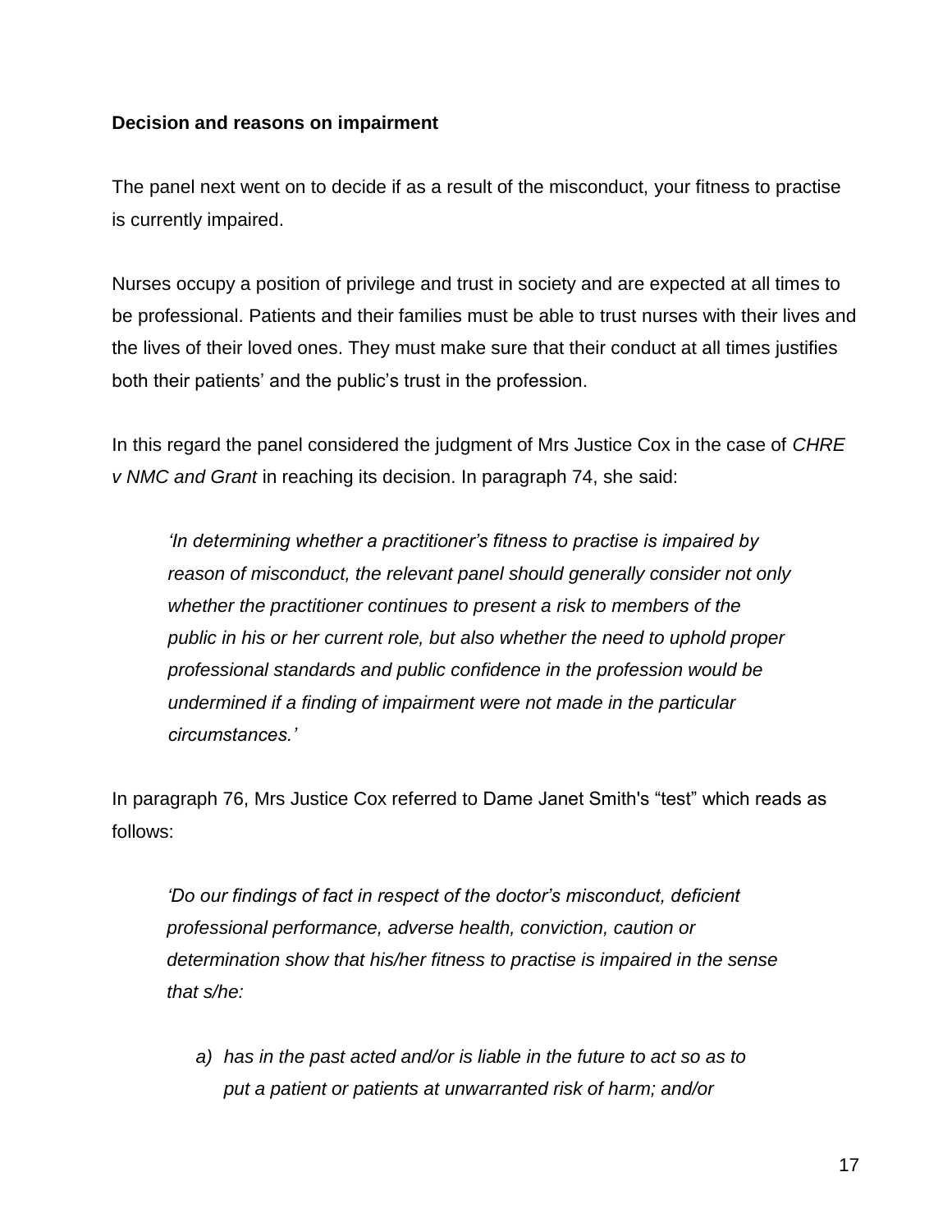**Decision and reasons on impairment**

The panel next went on to decide if as a result of the misconduct, your fitness to practise is currently impaired.

Nurses occupy a position of privilege and trust in society and are expected at all times to be professional. Patients and their families must be able to trust nurses with their lives and the lives of their loved ones. They must make sure that their conduct at all times justifies both their patients' and the public's trust in the profession.

In this regard the panel considered the judgment of Mrs Justice Cox in the case of *CHRE v NMC and Grant* in reaching its decision. In paragraph 74, she said:

> *'In determining whether a practitioner's fitness to practise is impaired by reason of misconduct, the relevant panel should generally consider not only whether the practitioner continues to present a risk to members of the public in his or her current role, but also whether the need to uphold proper professional standards and public confidence in the profession would be undermined if a finding of impairment were not made in the particular circumstances.'*

In paragraph 76, Mrs Justice Cox referred to Dame Janet Smith's "test" which reads as follows:

> *'Do our findings of fact in respect of the doctor's misconduct, deficient professional performance, adverse health, conviction, caution or determination show that his/her fitness to practise is impaired in the sense that s/he:*
>
> *a) has in the past acted and/or is liable in the future to act so as to put a patient or patients at unwarranted risk of harm; and/or*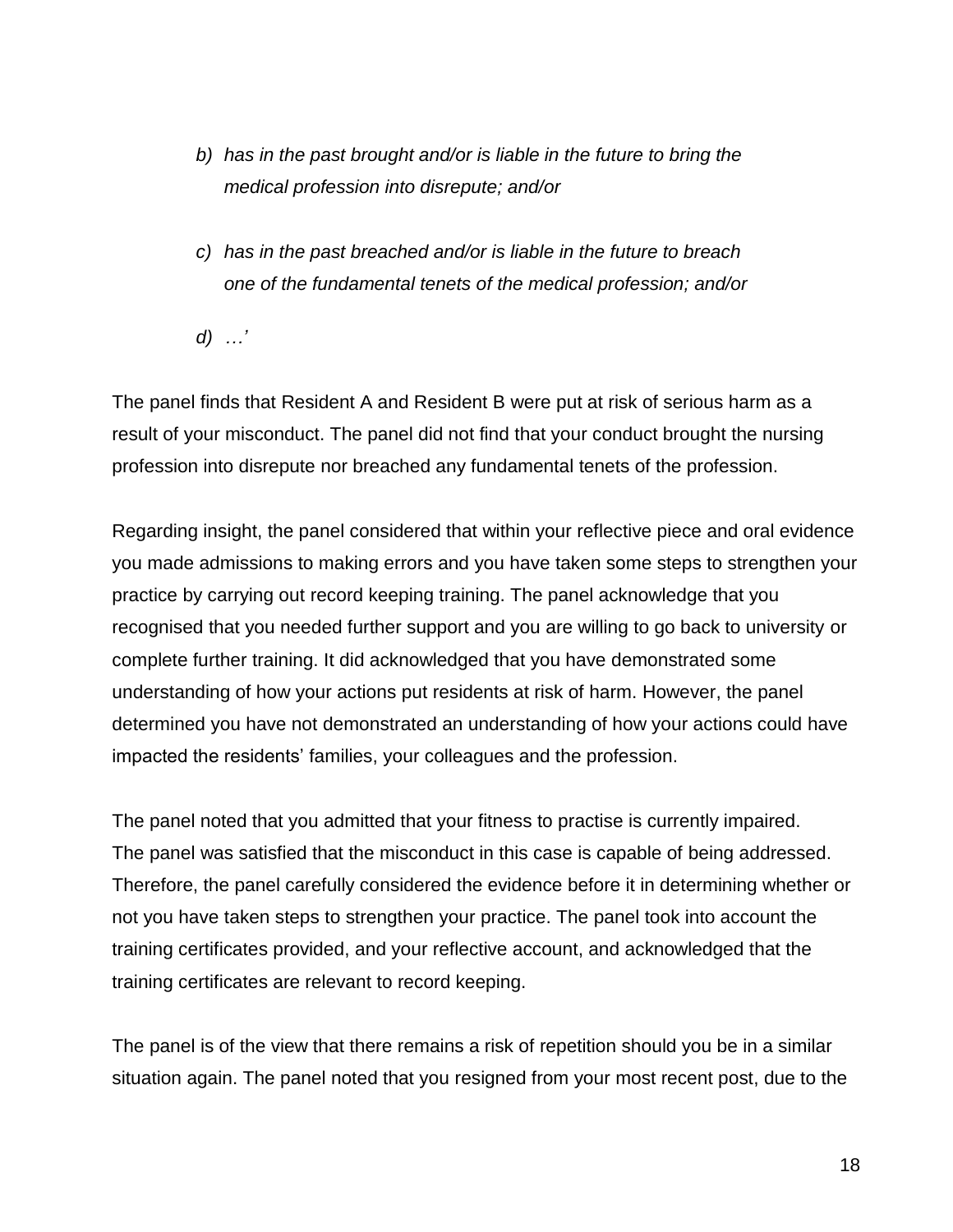> *b) has in the past brought and/or is liable in the future to bring the medical profession into disrepute; and/or*
>
> *c) has in the past breached and/or is liable in the future to breach one of the fundamental tenets of the medical profession; and/or*
>
> *d) …'*

The panel finds that Resident A and Resident B were put at risk of serious harm as a result of your misconduct. The panel did not find that your conduct brought the nursing profession into disrepute nor breached any fundamental tenets of the profession.

Regarding insight, the panel considered that within your reflective piece and oral evidence you made admissions to making errors and you have taken some steps to strengthen your practice by carrying out record keeping training. The panel acknowledge that you recognised that you needed further support and you are willing to go back to university or complete further training. It did acknowledged that you have demonstrated some understanding of how your actions put residents at risk of harm. However, the panel determined you have not demonstrated an understanding of how your actions could have impacted the residents' families, your colleagues and the profession.

The panel noted that you admitted that your fitness to practise is currently impaired. The panel was satisfied that the misconduct in this case is capable of being addressed. Therefore, the panel carefully considered the evidence before it in determining whether or not you have taken steps to strengthen your practice. The panel took into account the training certificates provided, and your reflective account, and acknowledged that the training certificates are relevant to record keeping.

The panel is of the view that there remains a risk of repetition should you be in a similar situation again. The panel noted that you resigned from your most recent post, due to the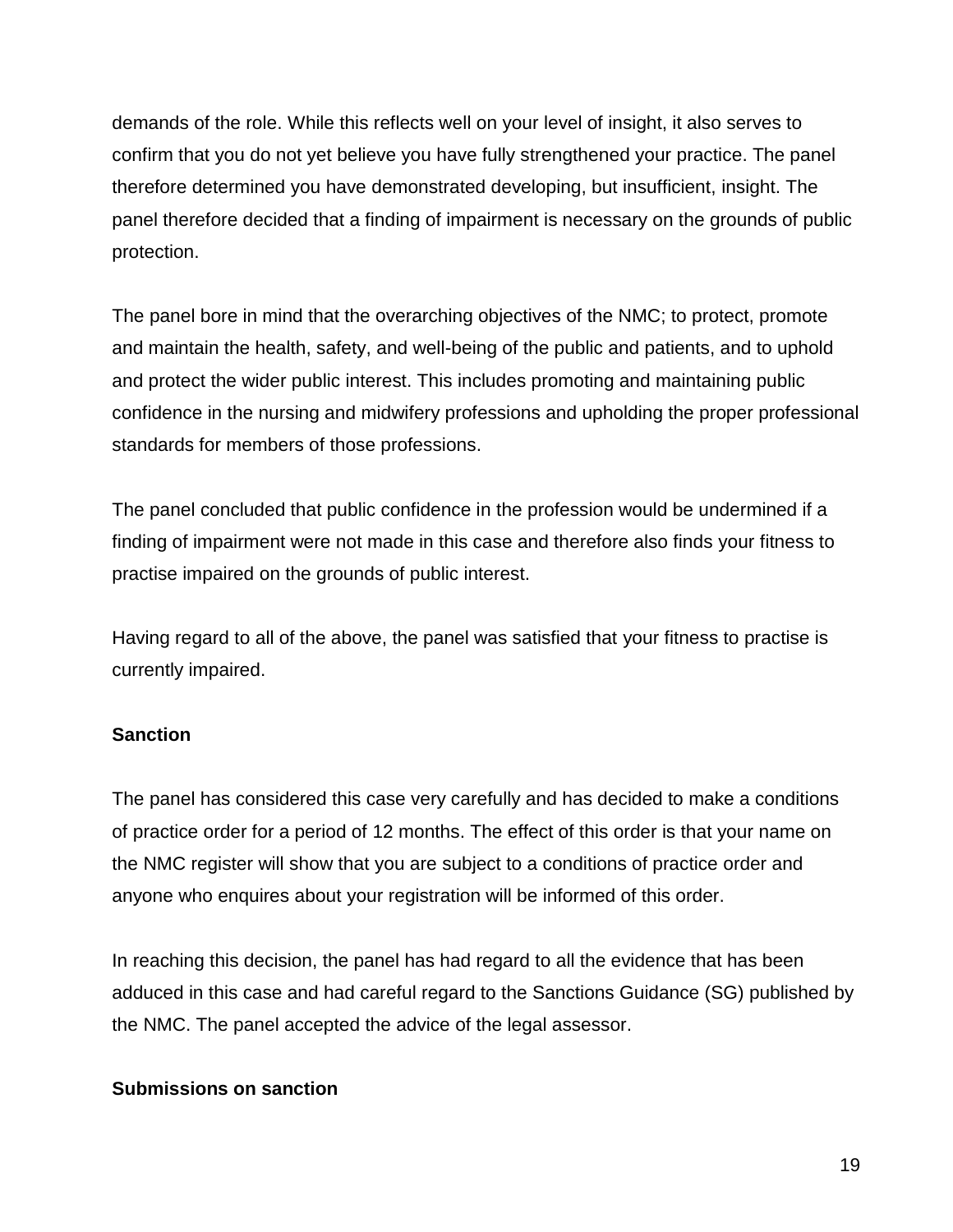demands of the role. While this reflects well on your level of insight, it also serves to confirm that you do not yet believe you have fully strengthened your practice. The panel therefore determined you have demonstrated developing, but insufficient, insight. The panel therefore decided that a finding of impairment is necessary on the grounds of public protection.

The panel bore in mind that the overarching objectives of the NMC; to protect, promote and maintain the health, safety, and well-being of the public and patients, and to uphold and protect the wider public interest. This includes promoting and maintaining public confidence in the nursing and midwifery professions and upholding the proper professional standards for members of those professions.

The panel concluded that public confidence in the profession would be undermined if a finding of impairment were not made in this case and therefore also finds your fitness to practise impaired on the grounds of public interest.

Having regard to all of the above, the panel was satisfied that your fitness to practise is currently impaired.

**Sanction**

The panel has considered this case very carefully and has decided to make a conditions of practice order for a period of 12 months. The effect of this order is that your name on the NMC register will show that you are subject to a conditions of practice order and anyone who enquires about your registration will be informed of this order.

In reaching this decision, the panel has had regard to all the evidence that has been adduced in this case and had careful regard to the Sanctions Guidance (SG) published by the NMC. The panel accepted the advice of the legal assessor.

**Submissions on sanction**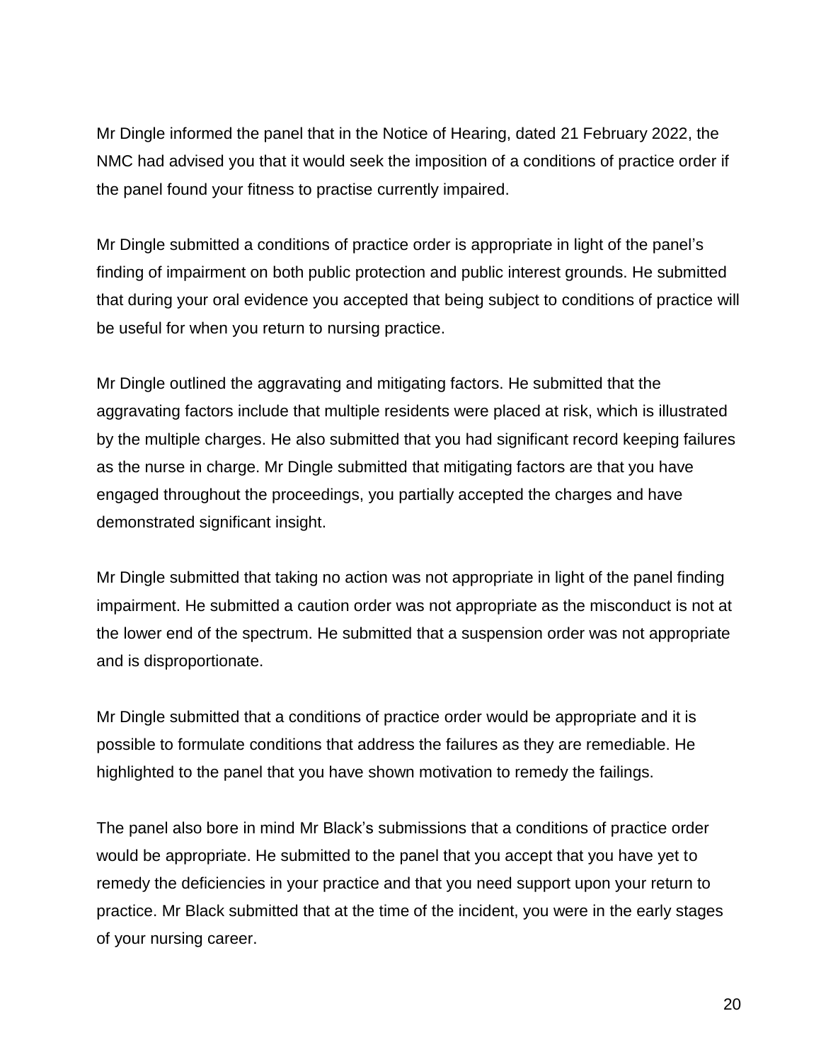Mr Dingle informed the panel that in the Notice of Hearing, dated 21 February 2022, the NMC had advised you that it would seek the imposition of a conditions of practice order if the panel found your fitness to practise currently impaired.

Mr Dingle submitted a conditions of practice order is appropriate in light of the panel's finding of impairment on both public protection and public interest grounds. He submitted that during your oral evidence you accepted that being subject to conditions of practice will be useful for when you return to nursing practice.

Mr Dingle outlined the aggravating and mitigating factors. He submitted that the aggravating factors include that multiple residents were placed at risk, which is illustrated by the multiple charges. He also submitted that you had significant record keeping failures as the nurse in charge. Mr Dingle submitted that mitigating factors are that you have engaged throughout the proceedings, you partially accepted the charges and have demonstrated significant insight.

Mr Dingle submitted that taking no action was not appropriate in light of the panel finding impairment. He submitted a caution order was not appropriate as the misconduct is not at the lower end of the spectrum. He submitted that a suspension order was not appropriate and is disproportionate.

Mr Dingle submitted that a conditions of practice order would be appropriate and it is possible to formulate conditions that address the failures as they are remediable. He highlighted to the panel that you have shown motivation to remedy the failings.

The panel also bore in mind Mr Black's submissions that a conditions of practice order would be appropriate. He submitted to the panel that you accept that you have yet to remedy the deficiencies in your practice and that you need support upon your return to practice. Mr Black submitted that at the time of the incident, you were in the early stages of your nursing career.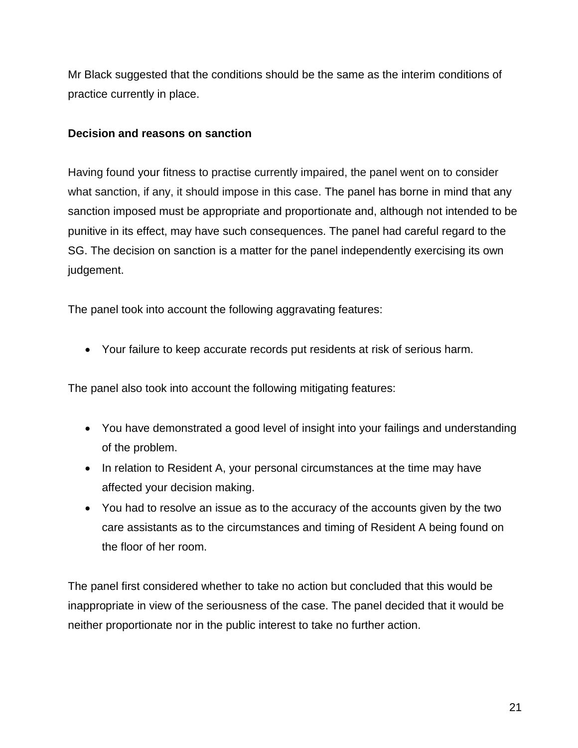Mr Black suggested that the conditions should be the same as the interim conditions of practice currently in place.

**Decision and reasons on sanction**

Having found your fitness to practise currently impaired, the panel went on to consider what sanction, if any, it should impose in this case. The panel has borne in mind that any sanction imposed must be appropriate and proportionate and, although not intended to be punitive in its effect, may have such consequences. The panel had careful regard to the SG. The decision on sanction is a matter for the panel independently exercising its own judgement.

The panel took into account the following aggravating features:

- Your failure to keep accurate records put residents at risk of serious harm.

The panel also took into account the following mitigating features:

- You have demonstrated a good level of insight into your failings and understanding of the problem.
- In relation to Resident A, your personal circumstances at the time may have affected your decision making.
- You had to resolve an issue as to the accuracy of the accounts given by the two care assistants as to the circumstances and timing of Resident A being found on the floor of her room.

The panel first considered whether to take no action but concluded that this would be inappropriate in view of the seriousness of the case. The panel decided that it would be neither proportionate nor in the public interest to take no further action.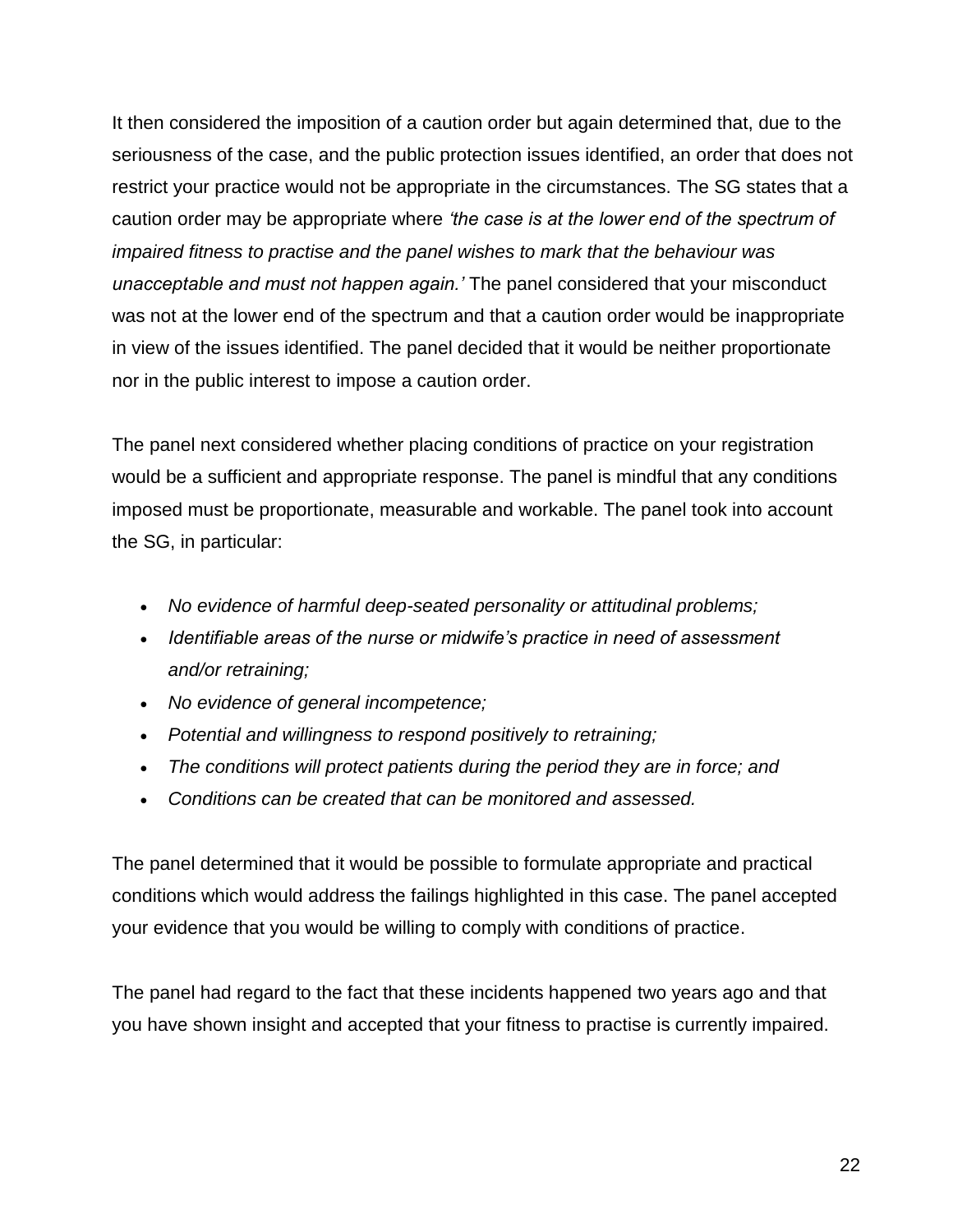It then considered the imposition of a caution order but again determined that, due to the seriousness of the case, and the public protection issues identified, an order that does not restrict your practice would not be appropriate in the circumstances. The SG states that a caution order may be appropriate where *'the case is at the lower end of the spectrum of impaired fitness to practise and the panel wishes to mark that the behaviour was unacceptable and must not happen again.'* The panel considered that your misconduct was not at the lower end of the spectrum and that a caution order would be inappropriate in view of the issues identified. The panel decided that it would be neither proportionate nor in the public interest to impose a caution order.

The panel next considered whether placing conditions of practice on your registration would be a sufficient and appropriate response. The panel is mindful that any conditions imposed must be proportionate, measurable and workable. The panel took into account the SG, in particular:

- *No evidence of harmful deep-seated personality or attitudinal problems;*
- *Identifiable areas of the nurse or midwife's practice in need of assessment and/or retraining;*
- *No evidence of general incompetence;*
- *Potential and willingness to respond positively to retraining;*
- *The conditions will protect patients during the period they are in force; and*
- *Conditions can be created that can be monitored and assessed.*

The panel determined that it would be possible to formulate appropriate and practical conditions which would address the failings highlighted in this case. The panel accepted your evidence that you would be willing to comply with conditions of practice.

The panel had regard to the fact that these incidents happened two years ago and that you have shown insight and accepted that your fitness to practise is currently impaired.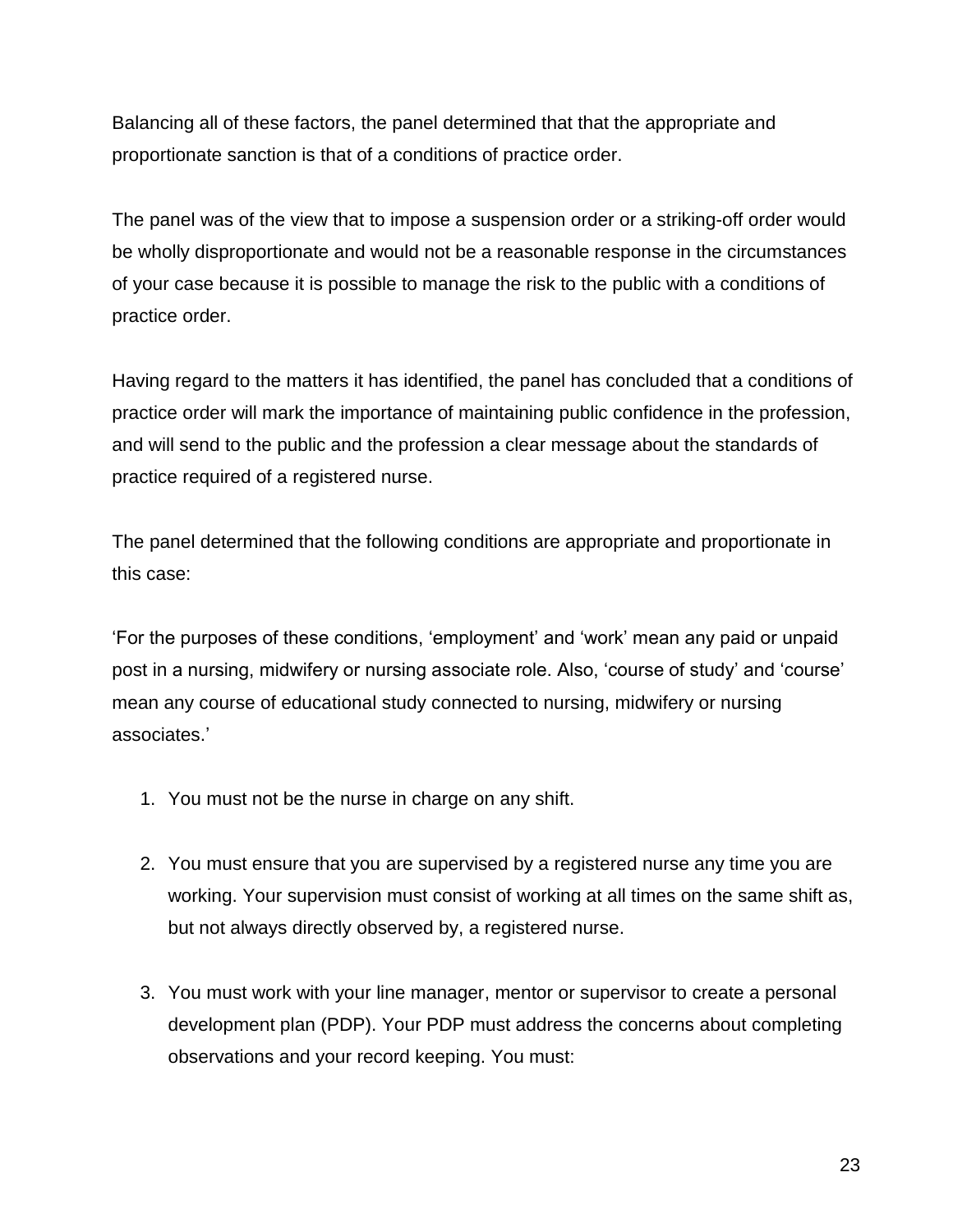Balancing all of these factors, the panel determined that that the appropriate and proportionate sanction is that of a conditions of practice order.

The panel was of the view that to impose a suspension order or a striking-off order would be wholly disproportionate and would not be a reasonable response in the circumstances of your case because it is possible to manage the risk to the public with a conditions of practice order.

Having regard to the matters it has identified, the panel has concluded that a conditions of practice order will mark the importance of maintaining public confidence in the profession, and will send to the public and the profession a clear message about the standards of practice required of a registered nurse.

The panel determined that the following conditions are appropriate and proportionate in this case:

'For the purposes of these conditions, 'employment' and 'work' mean any paid or unpaid post in a nursing, midwifery or nursing associate role. Also, 'course of study' and 'course' mean any course of educational study connected to nursing, midwifery or nursing associates.'

1. You must not be the nurse in charge on any shift.

2. You must ensure that you are supervised by a registered nurse any time you are working. Your supervision must consist of working at all times on the same shift as, but not always directly observed by, a registered nurse.

3. You must work with your line manager, mentor or supervisor to create a personal development plan (PDP). Your PDP must address the concerns about completing observations and your record keeping. You must: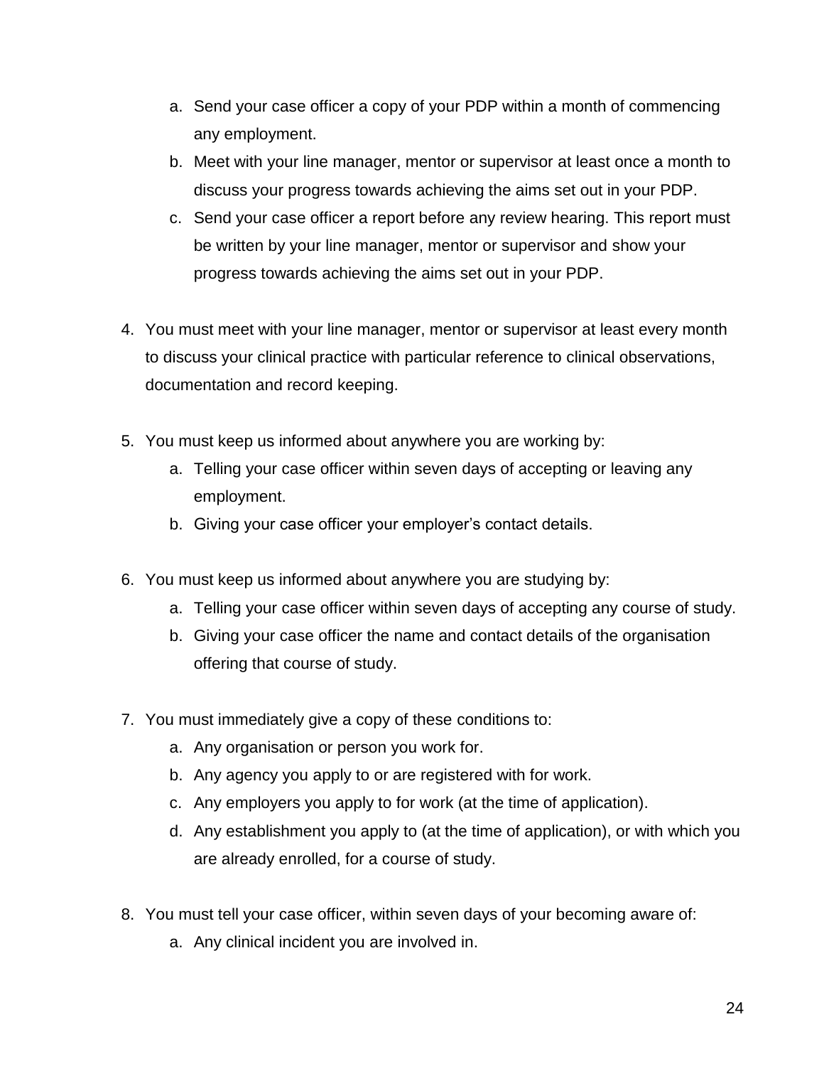a. Send your case officer a copy of your PDP within a month of commencing any employment.
   b. Meet with your line manager, mentor or supervisor at least once a month to discuss your progress towards achieving the aims set out in your PDP.
   c. Send your case officer a report before any review hearing. This report must be written by your line manager, mentor or supervisor and show your progress towards achieving the aims set out in your PDP.

4. You must meet with your line manager, mentor or supervisor at least every month to discuss your clinical practice with particular reference to clinical observations, documentation and record keeping.

5. You must keep us informed about anywhere you are working by:
   a. Telling your case officer within seven days of accepting or leaving any employment.
   b. Giving your case officer your employer's contact details.

6. You must keep us informed about anywhere you are studying by:
   a. Telling your case officer within seven days of accepting any course of study.
   b. Giving your case officer the name and contact details of the organisation offering that course of study.

7. You must immediately give a copy of these conditions to:
   a. Any organisation or person you work for.
   b. Any agency you apply to or are registered with for work.
   c. Any employers you apply to for work (at the time of application).
   d. Any establishment you apply to (at the time of application), or with which you are already enrolled, for a course of study.

8. You must tell your case officer, within seven days of your becoming aware of:
   a. Any clinical incident you are involved in.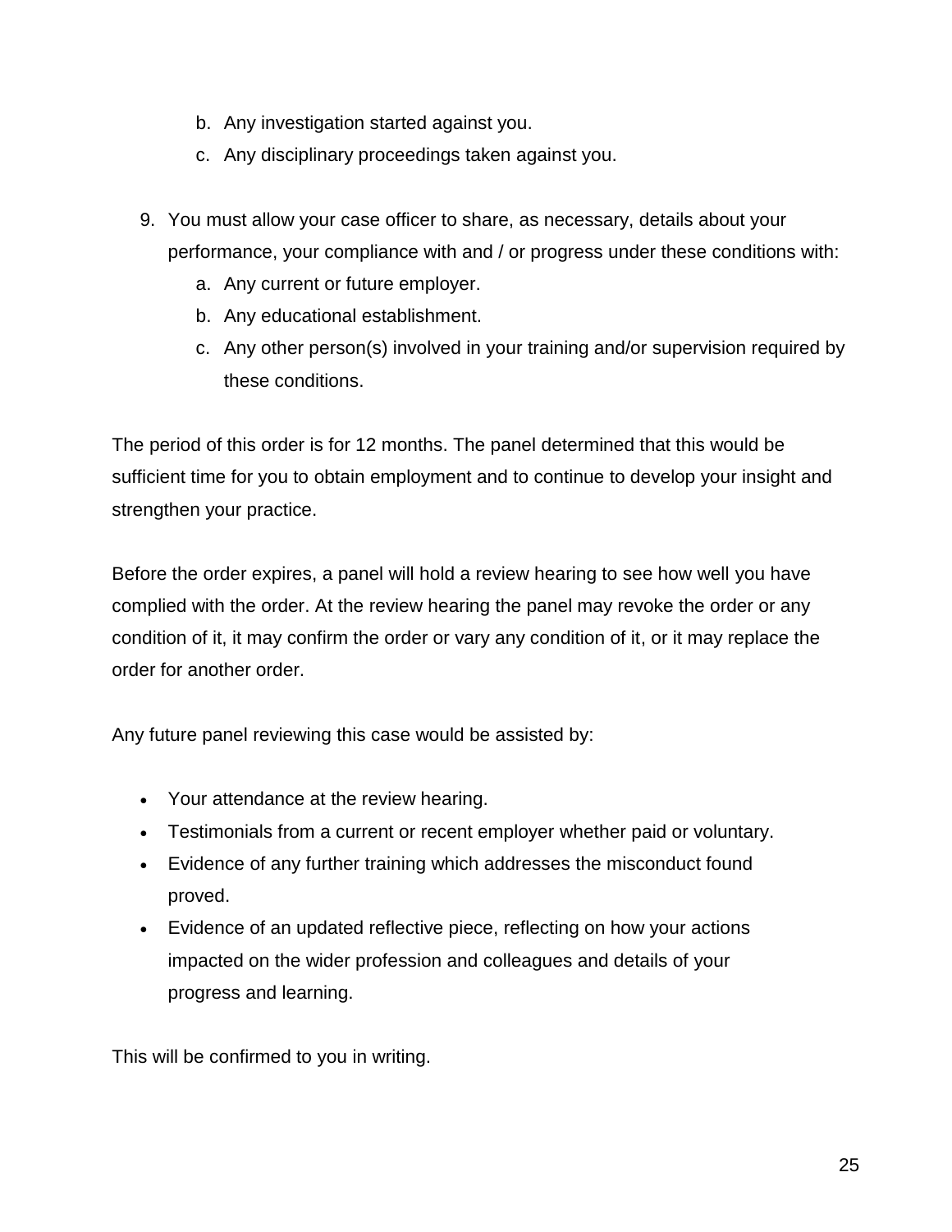b. Any investigation started against you.
   c. Any disciplinary proceedings taken against you.

9. You must allow your case officer to share, as necessary, details about your performance, your compliance with and / or progress under these conditions with:
   a. Any current or future employer.
   b. Any educational establishment.
   c. Any other person(s) involved in your training and/or supervision required by these conditions.

The period of this order is for 12 months. The panel determined that this would be sufficient time for you to obtain employment and to continue to develop your insight and strengthen your practice.

Before the order expires, a panel will hold a review hearing to see how well you have complied with the order. At the review hearing the panel may revoke the order or any condition of it, it may confirm the order or vary any condition of it, or it may replace the order for another order.

Any future panel reviewing this case would be assisted by:

- Your attendance at the review hearing.
- Testimonials from a current or recent employer whether paid or voluntary.
- Evidence of any further training which addresses the misconduct found proved.
- Evidence of an updated reflective piece, reflecting on how your actions impacted on the wider profession and colleagues and details of your progress and learning.

This will be confirmed to you in writing.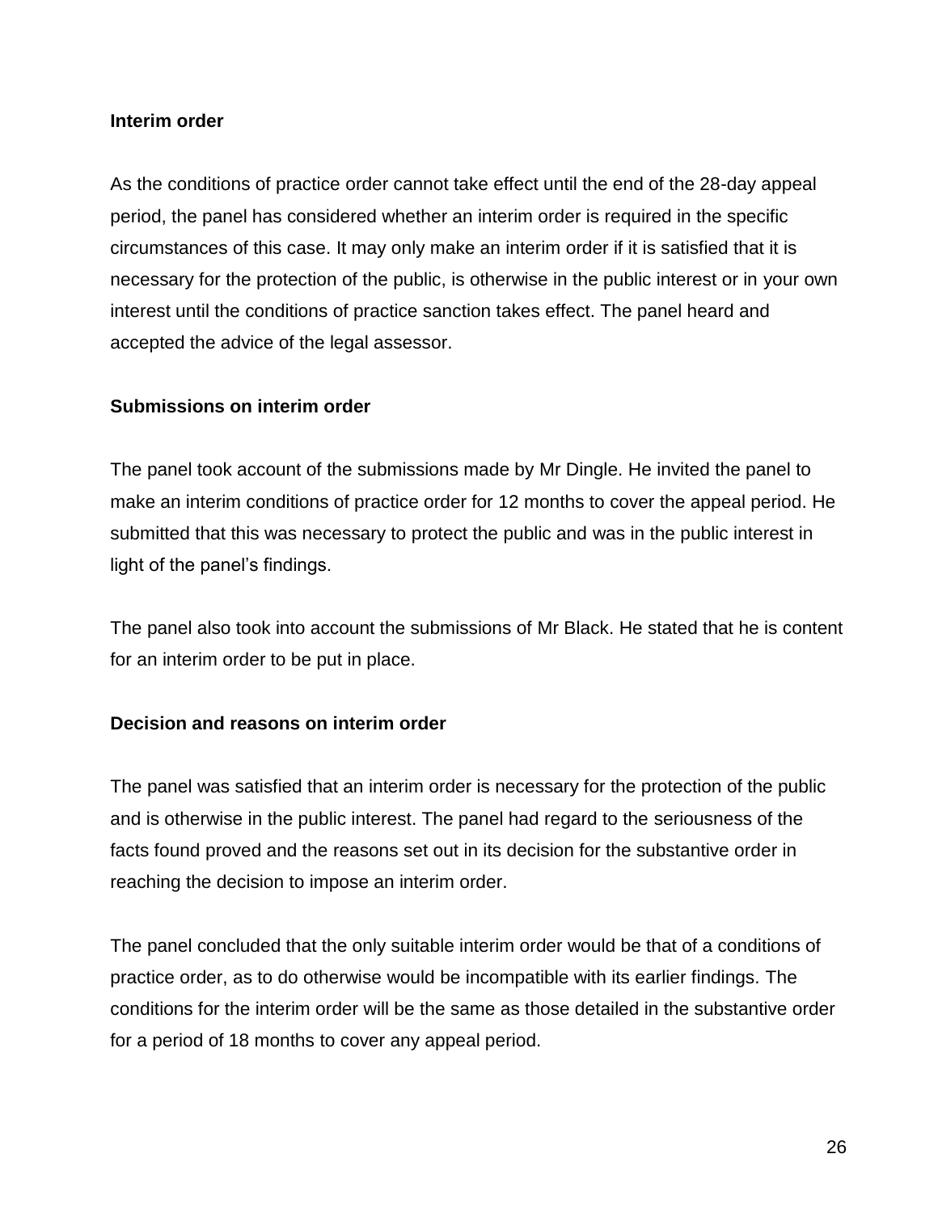**Interim order**

As the conditions of practice order cannot take effect until the end of the 28-day appeal period, the panel has considered whether an interim order is required in the specific circumstances of this case. It may only make an interim order if it is satisfied that it is necessary for the protection of the public, is otherwise in the public interest or in your own interest until the conditions of practice sanction takes effect. The panel heard and accepted the advice of the legal assessor.

**Submissions on interim order**

The panel took account of the submissions made by Mr Dingle. He invited the panel to make an interim conditions of practice order for 12 months to cover the appeal period. He submitted that this was necessary to protect the public and was in the public interest in light of the panel's findings.

The panel also took into account the submissions of Mr Black. He stated that he is content for an interim order to be put in place.

**Decision and reasons on interim order**

The panel was satisfied that an interim order is necessary for the protection of the public and is otherwise in the public interest. The panel had regard to the seriousness of the facts found proved and the reasons set out in its decision for the substantive order in reaching the decision to impose an interim order.

The panel concluded that the only suitable interim order would be that of a conditions of practice order, as to do otherwise would be incompatible with its earlier findings. The conditions for the interim order will be the same as those detailed in the substantive order for a period of 18 months to cover any appeal period.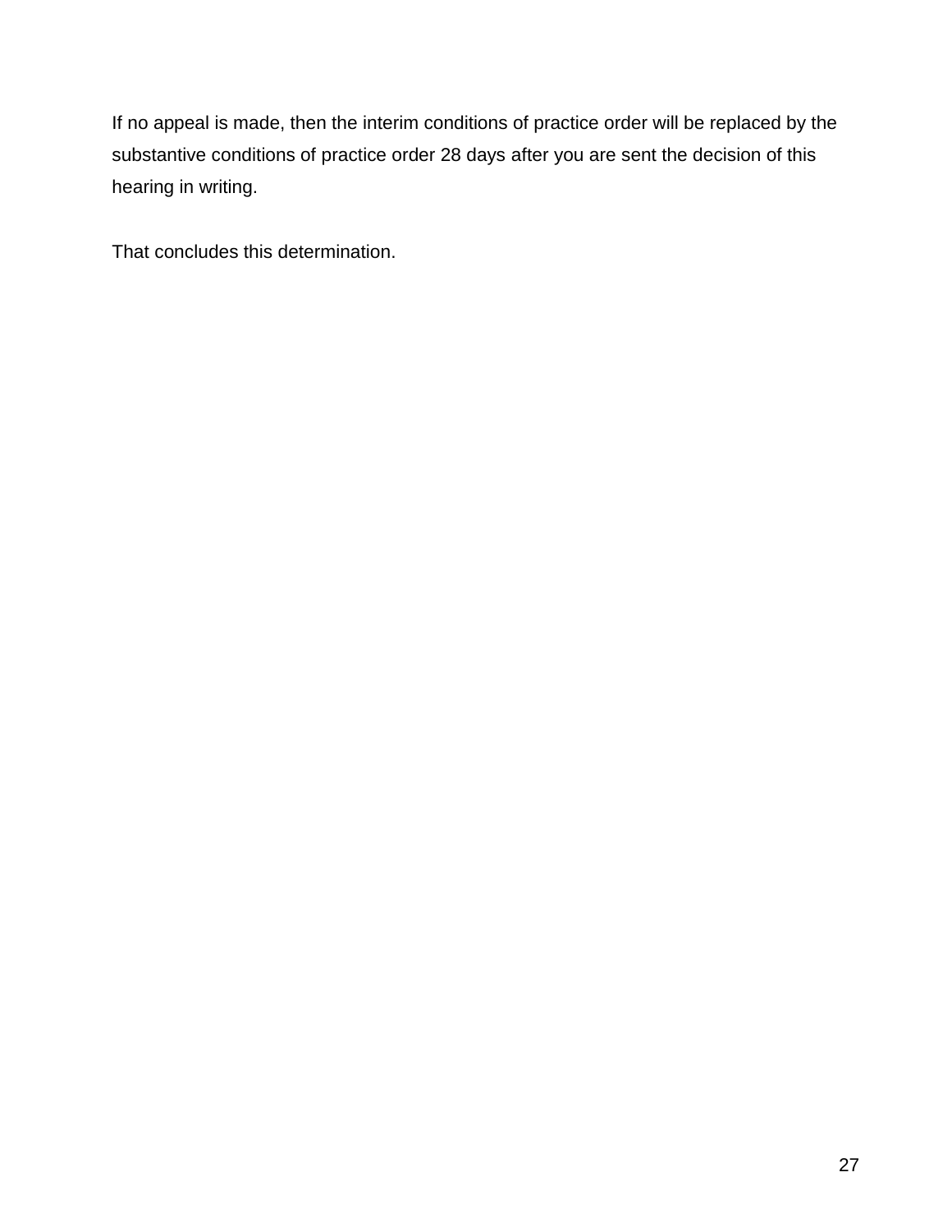If no appeal is made, then the interim conditions of practice order will be replaced by the substantive conditions of practice order 28 days after you are sent the decision of this hearing in writing.

That concludes this determination.